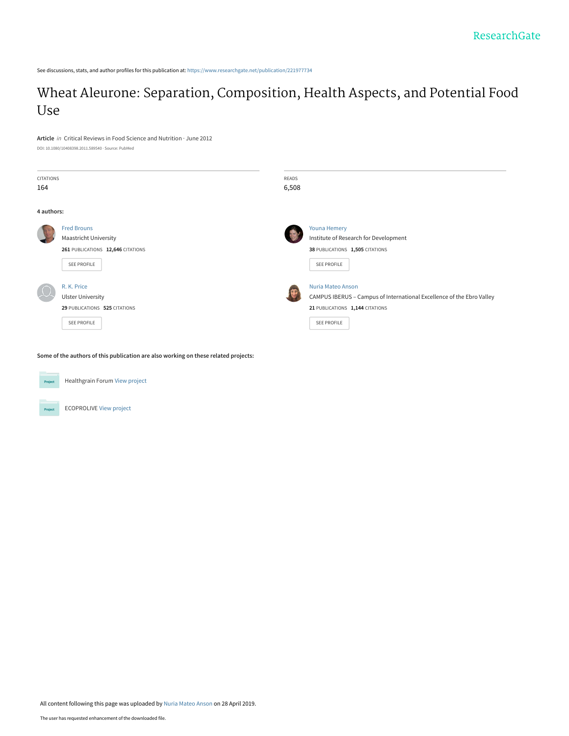See discussions, stats, and author profiles for this publication at: https://www.researchgate.net/publication/221977734

# Wheat Aleurone: Separation, Composition, Health Aspects, and Potential Food Use

**Article** *in* Critical Reviews in Food Science and Nutrition · June 2012

DOI: 10.1080/10408398.2011.589540 · Source: PubMed

CITATIONS
164

READS
6,508

**4 authors:**

Fred Brouns
Maastricht University
**261** PUBLICATIONS **12,646** CITATIONS
SEE PROFILE

Youna Hemery
Institute of Research for Development
**38** PUBLICATIONS **1,505** CITATIONS
SEE PROFILE

R. K. Price
Ulster University
**29** PUBLICATIONS **525** CITATIONS
SEE PROFILE

Nuria Mateo Anson
CAMPUS IBERUS – Campus of International Excellence of the Ebro Valley
**21** PUBLICATIONS **1,144** CITATIONS
SEE PROFILE

**Some of the authors of this publication are also working on these related projects:**

Healthgrain Forum View project

ECOPROLIVE View project

All content following this page was uploaded by Nuria Mateo Anson on 28 April 2019.

The user has requested enhancement of the downloaded file.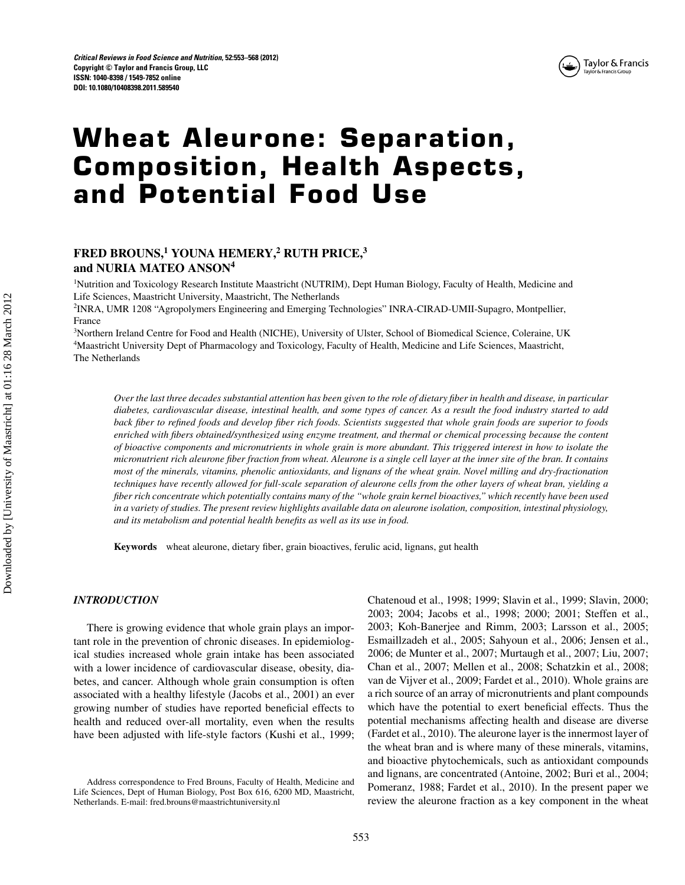# Wheat Aleurone: Separation, Composition, Health Aspects, and Potential Food Use

**FRED BROUNS,[1] YOUNA HEMERY,[2] RUTH PRICE,[3] and NURIA MATEO ANSON[4]**

[1]Nutrition and Toxicology Research Institute Maastricht (NUTRIM), Dept Human Biology, Faculty of Health, Medicine and Life Sciences, Maastricht University, Maastricht, The Netherlands

[2]INRA, UMR 1208 "Agropolymers Engineering and Emerging Technologies" INRA-CIRAD-UMII-Supagro, Montpellier, France

[3]Northern Ireland Centre for Food and Health (NICHE), University of Ulster, School of Biomedical Science, Coleraine, UK

[4]Maastricht University Dept of Pharmacology and Toxicology, Faculty of Health, Medicine and Life Sciences, Maastricht, The Netherlands

*Over the last three decades substantial attention has been given to the role of dietary fiber in health and disease, in particular diabetes, cardiovascular disease, intestinal health, and some types of cancer. As a result the food industry started to add back fiber to refined foods and develop fiber rich foods. Scientists suggested that whole grain foods are superior to foods enriched with fibers obtained/synthesized using enzyme treatment, and thermal or chemical processing because the content of bioactive components and micronutrients in whole grain is more abundant. This triggered interest in how to isolate the micronutrient rich aleurone fiber fraction from wheat. Aleurone is a single cell layer at the inner site of the bran. It contains most of the minerals, vitamins, phenolic antioxidants, and lignans of the wheat grain. Novel milling and dry-fractionation techniques have recently allowed for full-scale separation of aleurone cells from the other layers of wheat bran, yielding a fiber rich concentrate which potentially contains many of the "whole grain kernel bioactives," which recently have been used in a variety of studies. The present review highlights available data on aleurone isolation, composition, intestinal physiology, and its metabolism and potential health benefits as well as its use in food.*

**Keywords** wheat aleurone, dietary fiber, grain bioactives, ferulic acid, lignans, gut health

## *INTRODUCTION*

There is growing evidence that whole grain plays an important role in the prevention of chronic diseases. In epidemiological studies increased whole grain intake has been associated with a lower incidence of cardiovascular disease, obesity, diabetes, and cancer. Although whole grain consumption is often associated with a healthy lifestyle (Jacobs et al., 2001) an ever growing number of studies have reported beneficial effects to health and reduced over-all mortality, even when the results have been adjusted with life-style factors (Kushi et al., 1999; Chatenoud et al., 1998; 1999; Slavin et al., 1999; Slavin, 2000; 2003; 2004; Jacobs et al., 1998; 2000; 2001; Steffen et al., 2003; Koh-Banerjee and Rimm, 2003; Larsson et al., 2005; Esmaillzadeh et al., 2005; Sahyoun et al., 2006; Jensen et al., 2006; de Munter et al., 2007; Murtaugh et al., 2007; Liu, 2007; Chan et al., 2007; Mellen et al., 2008; Schatzkin et al., 2008; van de Vijver et al., 2009; Fardet et al., 2010). Whole grains are a rich source of an array of micronutrients and plant compounds which have the potential to exert beneficial effects. Thus the potential mechanisms affecting health and disease are diverse (Fardet et al., 2010). The aleurone layer is the innermost layer of the wheat bran and is where many of these minerals, vitamins, and bioactive phytochemicals, such as antioxidant compounds and lignans, are concentrated (Antoine, 2002; Buri et al., 2004; Pomeranz, 1988; Fardet et al., 2010). In the present paper we review the aleurone fraction as a key component in the wheat

Address correspondence to Fred Brouns, Faculty of Health, Medicine and Life Sciences, Dept of Human Biology, Post Box 616, 6200 MD, Maastricht, Netherlands. E-mail: fred.brouns@maastrichtuniversity.nl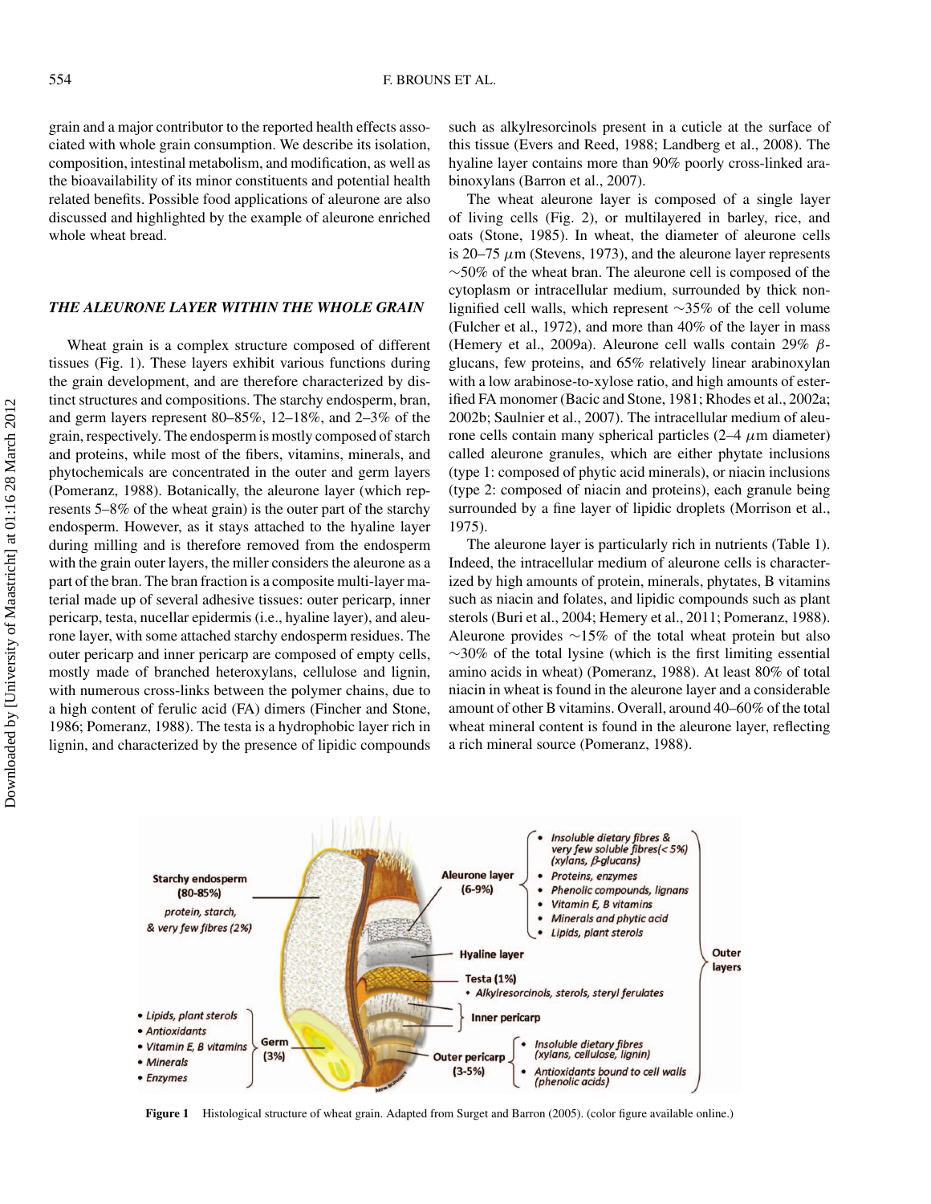grain and a major contributor to the reported health effects associated with whole grain consumption. We describe its isolation, composition, intestinal metabolism, and modification, as well as the bioavailability of its minor constituents and potential health related benefits. Possible food applications of aleurone are also discussed and highlighted by the example of aleurone enriched whole wheat bread.

## *THE ALEURONE LAYER WITHIN THE WHOLE GRAIN*

Wheat grain is a complex structure composed of different tissues (Fig. 1). These layers exhibit various functions during the grain development, and are therefore characterized by distinct structures and compositions. The starchy endosperm, bran, and germ layers represent 80–85%, 12–18%, and 2–3% of the grain, respectively. The endosperm is mostly composed of starch and proteins, while most of the fibers, vitamins, minerals, and phytochemicals are concentrated in the outer and germ layers (Pomeranz, 1988). Botanically, the aleurone layer (which represents 5–8% of the wheat grain) is the outer part of the starchy endosperm. However, as it stays attached to the hyaline layer during milling and is therefore removed from the endosperm with the grain outer layers, the miller considers the aleurone as a part of the bran. The bran fraction is a composite multi-layer material made up of several adhesive tissues: outer pericarp, inner pericarp, testa, nucellar epidermis (i.e., hyaline layer), and aleurone layer, with some attached starchy endosperm residues. The outer pericarp and inner pericarp are composed of empty cells, mostly made of branched heteroxylans, cellulose and lignin, with numerous cross-links between the polymer chains, due to a high content of ferulic acid (FA) dimers (Fincher and Stone, 1986; Pomeranz, 1988). The testa is a hydrophobic layer rich in lignin, and characterized by the presence of lipidic compounds such as alkylresorcinols present in a cuticle at the surface of this tissue (Evers and Reed, 1988; Landberg et al., 2008). The hyaline layer contains more than 90% poorly cross-linked arabinoxylans (Barron et al., 2007).

The wheat aleurone layer is composed of a single layer of living cells (Fig. 2), or multilayered in barley, rice, and oats (Stone, 1985). In wheat, the diameter of aleurone cells is 20–75 $\mu$m (Stevens, 1973), and the aleurone layer represents ~50% of the wheat bran. The aleurone cell is composed of the cytoplasm or intracellular medium, surrounded by thick non-lignified cell walls, which represent ~35% of the cell volume (Fulcher et al., 1972), and more than 40% of the layer in mass (Hemery et al., 2009a). Aleurone cell walls contain 29% $\beta$-glucans, few proteins, and 65% relatively linear arabinoxylan with a low arabinose-to-xylose ratio, and high amounts of esterified FA monomer (Bacic and Stone, 1981; Rhodes et al., 2002a; 2002b; Saulnier et al., 2007). The intracellular medium of aleurone cells contain many spherical particles (2–4 $\mu$m diameter) called aleurone granules, which are either phytate inclusions (type 1: composed of phytic acid minerals), or niacin inclusions (type 2: composed of niacin and proteins), each granule being surrounded by a fine layer of lipidic droplets (Morrison et al., 1975).

The aleurone layer is particularly rich in nutrients (Table 1). Indeed, the intracellular medium of aleurone cells is characterized by high amounts of protein, minerals, phytates, B vitamins such as niacin and folates, and lipidic compounds such as plant sterols (Buri et al., 2004; Hemery et al., 2011; Pomeranz, 1988). Aleurone provides ~15% of the total wheat protein but also ~30% of the total lysine (which is the first limiting essential amino acids in wheat) (Pomeranz, 1988). At least 80% of total niacin in wheat is found in the aleurone layer and a considerable amount of other B vitamins. Overall, around 40–60% of the total wheat mineral content is found in the aleurone layer, reflecting a rich mineral source (Pomeranz, 1988).

**Figure 1** Histological structure of wheat grain. Adapted from Surget and Barron (2005). (color figure available online.)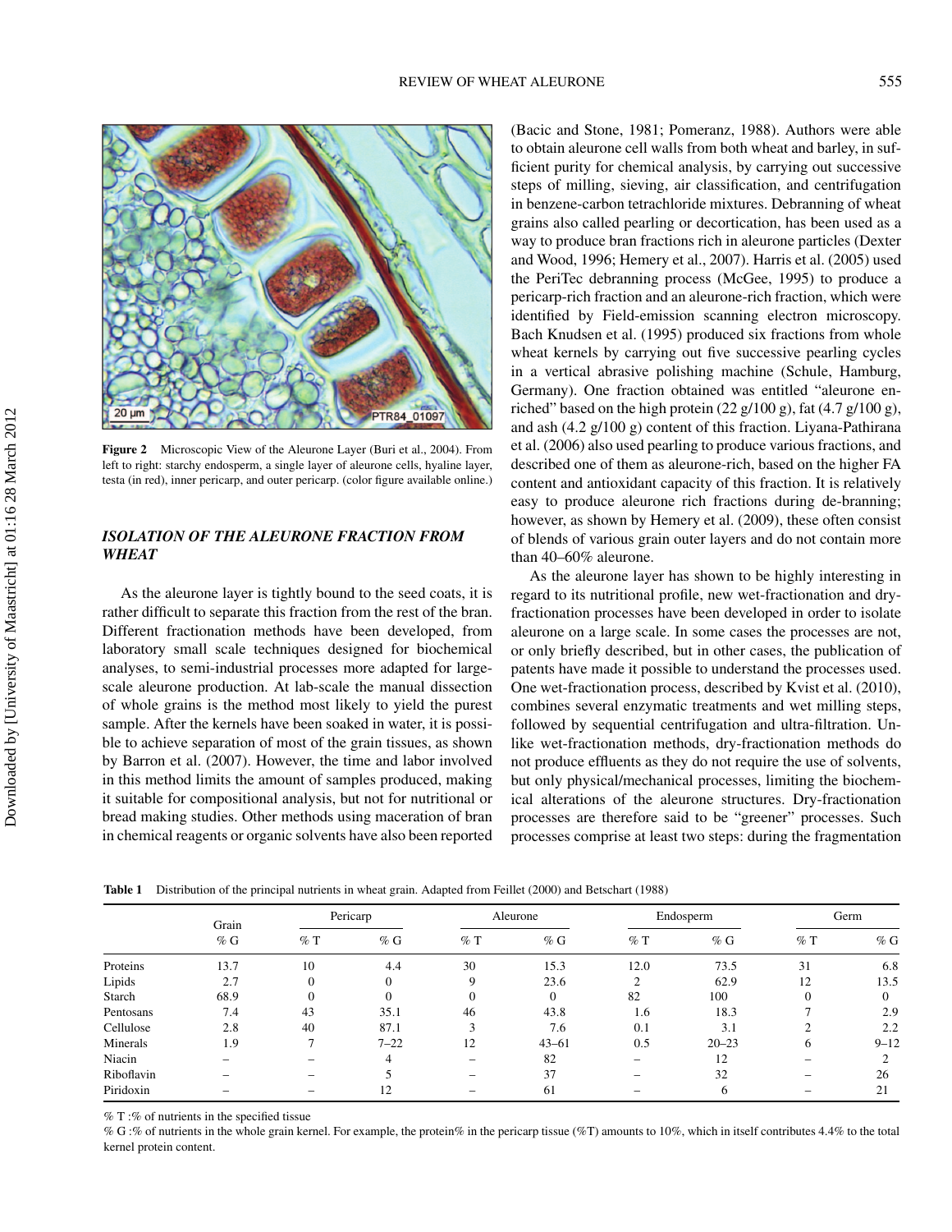Figure 2 Microscopic View of the Aleurone Layer (Buri et al., 2004). From left to right: starchy endosperm, a single layer of aleurone cells, hyaline layer, testa (in red), inner pericarp, and outer pericarp. (color figure available online.)

## ISOLATION OF THE ALEURONE FRACTION FROM WHEAT

As the aleurone layer is tightly bound to the seed coats, it is rather difficult to separate this fraction from the rest of the bran. Different fractionation methods have been developed, from laboratory small scale techniques designed for biochemical analyses, to semi-industrial processes more adapted for large-scale aleurone production. At lab-scale the manual dissection of whole grains is the method most likely to yield the purest sample. After the kernels have been soaked in water, it is possible to achieve separation of most of the grain tissues, as shown by Barron et al. (2007). However, the time and labor involved in this method limits the amount of samples produced, making it suitable for compositional analysis, but not for nutritional or bread making studies. Other methods using maceration of bran in chemical reagents or organic solvents have also been reported (Bacic and Stone, 1981; Pomeranz, 1988). Authors were able to obtain aleurone cell walls from both wheat and barley, in sufficient purity for chemical analysis, by carrying out successive steps of milling, sieving, air classification, and centrifugation in benzene-carbon tetrachloride mixtures. Debranning of wheat grains also called pearling or decortication, has been used as a way to produce bran fractions rich in aleurone particles (Dexter and Wood, 1996; Hemery et al., 2007). Harris et al. (2005) used the PeriTec debranning process (McGee, 1995) to produce a pericarp-rich fraction and an aleurone-rich fraction, which were identified by Field-emission scanning electron microscopy. Bach Knudsen et al. (1995) produced six fractions from whole wheat kernels by carrying out five successive pearling cycles in a vertical abrasive polishing machine (Schule, Hamburg, Germany). One fraction obtained was entitled "aleurone enriched" based on the high protein (22 g/100 g), fat (4.7 g/100 g), and ash (4.2 g/100 g) content of this fraction. Liyana-Pathirana et al. (2006) also used pearling to produce various fractions, and described one of them as aleurone-rich, based on the higher FA content and antioxidant capacity of this fraction. It is relatively easy to produce aleurone rich fractions during de-branning; however, as shown by Hemery et al. (2009), these often consist of blends of various grain outer layers and do not contain more than 40–60% aleurone.

As the aleurone layer has shown to be highly interesting in regard to its nutritional profile, new wet-fractionation and dry-fractionation processes have been developed in order to isolate aleurone on a large scale. In some cases the processes are not, or only briefly described, but in other cases, the publication of patents have made it possible to understand the processes used. One wet-fractionation process, described by Kvist et al. (2010), combines several enzymatic treatments and wet milling steps, followed by sequential centrifugation and ultra-filtration. Unlike wet-fractionation methods, dry-fractionation methods do not produce effluents as they do not require the use of solvents, but only physical/mechanical processes, limiting the biochemical alterations of the aleurone structures. Dry-fractionation processes are therefore said to be "greener" processes. Such processes comprise at least two steps: during the fragmentation

**Table 1** Distribution of the principal nutrients in wheat grain. Adapted from Feillet (2000) and Betschart (1988)

| | Grain | Pericarp | | Aleurone | | Endosperm | | Germ | |
|---|---|---|---|---|---|---|---|---|---|
| | % G | % T | % G | % T | % G | % T | % G | % T | % G |
| Proteins | 13.7 | 10 | 4.4 | 30 | 15.3 | 12.0 | 73.5 | 31 | 6.8 |
| Lipids | 2.7 | 0 | 0 | 9 | 23.6 | 2 | 62.9 | 12 | 13.5 |
| Starch | 68.9 | 0 | 0 | 0 | 0 | 82 | 100 | 0 | 0 |
| Pentosans | 7.4 | 43 | 35.1 | 46 | 43.8 | 1.6 | 18.3 | 7 | 2.9 |
| Cellulose | 2.8 | 40 | 87.1 | 3 | 7.6 | 0.1 | 3.1 | 2 | 2.2 |
| Minerals | 1.9 | 7 | 7–22 | 12 | 43–61 | 0.5 | 20–23 | 6 | 9–12 |
| Niacin | – | – | 4 | – | 82 | – | 12 | – | 2 |
| Riboflavin | – | – | 5 | – | 37 | – | 32 | – | 26 |
| Piridoxin | – | – | 12 | – | 61 | – | 6 | – | 21 |

% T :% of nutrients in the specified tissue

% G :% of nutrients in the whole grain kernel. For example, the protein% in the pericarp tissue (%T) amounts to 10%, which in itself contributes 4.4% to the total kernel protein content.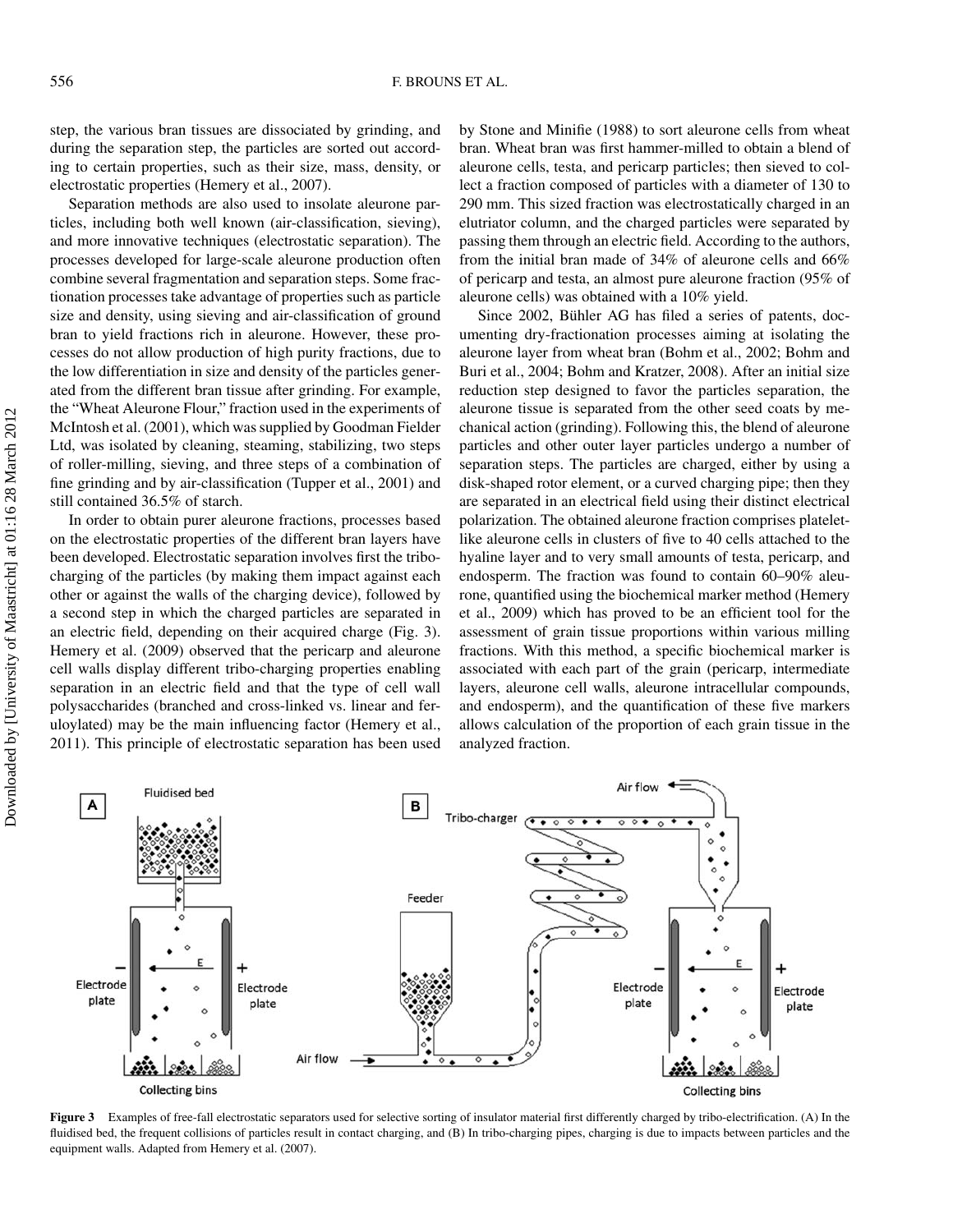step, the various bran tissues are dissociated by grinding, and during the separation step, the particles are sorted out according to certain properties, such as their size, mass, density, or electrostatic properties (Hemery et al., 2007).

Separation methods are also used to insolate aleurone particles, including both well known (air-classification, sieving), and more innovative techniques (electrostatic separation). The processes developed for large-scale aleurone production often combine several fragmentation and separation steps. Some fractionation processes take advantage of properties such as particle size and density, using sieving and air-classification of ground bran to yield fractions rich in aleurone. However, these processes do not allow production of high purity fractions, due to the low differentiation in size and density of the particles generated from the different bran tissue after grinding. For example, the "Wheat Aleurone Flour," fraction used in the experiments of McIntosh et al. (2001), which was supplied by Goodman Fielder Ltd, was isolated by cleaning, steaming, stabilizing, two steps of roller-milling, sieving, and three steps of a combination of fine grinding and by air-classification (Tupper et al., 2001) and still contained 36.5% of starch.

In order to obtain purer aleurone fractions, processes based on the electrostatic properties of the different bran layers have been developed. Electrostatic separation involves first the tribocharging of the particles (by making them impact against each other or against the walls of the charging device), followed by a second step in which the charged particles are separated in an electric field, depending on their acquired charge (Fig. 3). Hemery et al. (2009) observed that the pericarp and aleurone cell walls display different tribo-charging properties enabling separation in an electric field and that the type of cell wall polysaccharides (branched and cross-linked vs. linear and feruloylated) may be the main influencing factor (Hemery et al., 2011). This principle of electrostatic separation has been used by Stone and Minifie (1988) to sort aleurone cells from wheat bran. Wheat bran was first hammer-milled to obtain a blend of aleurone cells, testa, and pericarp particles; then sieved to collect a fraction composed of particles with a diameter of 130 to 290 mm. This sized fraction was electrostatically charged in an elutriator column, and the charged particles were separated by passing them through an electric field. According to the authors, from the initial bran made of 34% of aleurone cells and 66% of pericarp and testa, an almost pure aleurone fraction (95% of aleurone cells) was obtained with a 10% yield.

Since 2002, Bühler AG has filed a series of patents, documenting dry-fractionation processes aiming at isolating the aleurone layer from wheat bran (Bohm et al., 2002; Bohm and Buri et al., 2004; Bohm and Kratzer, 2008). After an initial size reduction step designed to favor the particles separation, the aleurone tissue is separated from the other seed coats by mechanical action (grinding). Following this, the blend of aleurone particles and other outer layer particles undergo a number of separation steps. The particles are charged, either by using a disk-shaped rotor element, or a curved charging pipe; then they are separated in an electrical field using their distinct electrical polarization. The obtained aleurone fraction comprises platelet-like aleurone cells in clusters of five to 40 cells attached to the hyaline layer and to very small amounts of testa, pericarp, and endosperm. The fraction was found to contain 60–90% aleurone, quantified using the biochemical marker method (Hemery et al., 2009) which has proved to be an efficient tool for the assessment of grain tissue proportions within various milling fractions. With this method, a specific biochemical marker is associated with each part of the grain (pericarp, intermediate layers, aleurone cell walls, aleurone intracellular compounds, and endosperm), and the quantification of these five markers allows calculation of the proportion of each grain tissue in the analyzed fraction.

**Figure 3** Examples of free-fall electrostatic separators used for selective sorting of insulator material first differently charged by tribo-electrification. (A) In the fluidised bed, the frequent collisions of particles result in contact charging, and (B) In tribo-charging pipes, charging is due to impacts between particles and the equipment walls. Adapted from Hemery et al. (2007).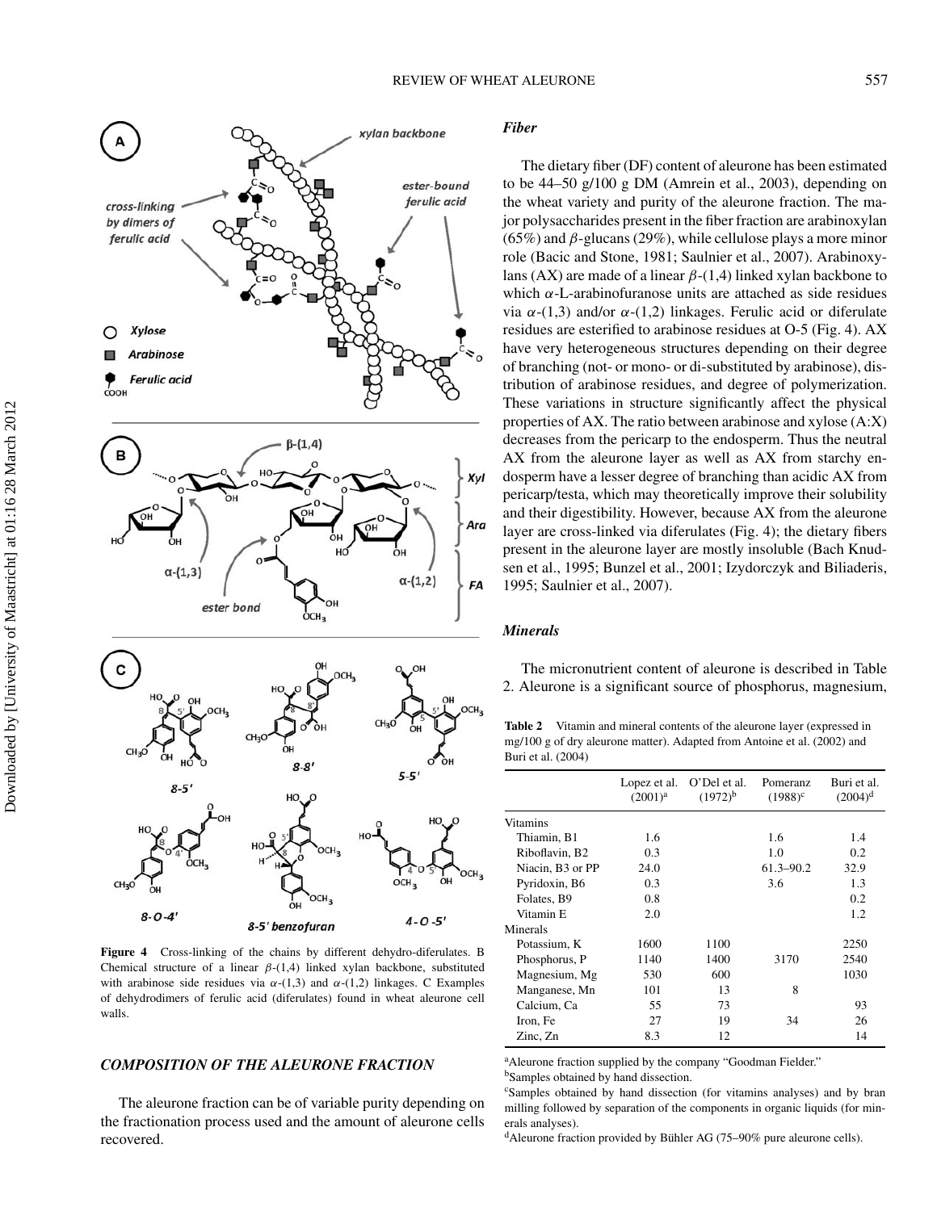Figure 4 Cross-linking of the chains by different dehydro-diferulates. B Chemical structure of a linear $\beta$-(1,4) linked xylan backbone, substituted with arabinose side residues via $\alpha$-(1,3) and $\alpha$-(1,2) linkages. C Examples of dehydrodimers of ferulic acid (diferulates) found in wheat aleurone cell walls.

## COMPOSITION OF THE ALEURONE FRACTION

The aleurone fraction can be of variable purity depending on the fractionation process used and the amount of aleurone cells recovered.

### *Fiber*

The dietary fiber (DF) content of aleurone has been estimated to be 44–50 g/100 g DM (Amrein et al., 2003), depending on the wheat variety and purity of the aleurone fraction. The major polysaccharides present in the fiber fraction are arabinoxylan (65%) and $\beta$-glucans (29%), while cellulose plays a more minor role (Bacic and Stone, 1981; Saulnier et al., 2007). Arabinoxylans (AX) are made of a linear $\beta$-(1,4) linked xylan backbone to which $\alpha$-L-arabinofuranose units are attached as side residues via $\alpha$-(1,3) and/or $\alpha$-(1,2) linkages. Ferulic acid or diferulate residues are esterified to arabinose residues at O-5 (Fig. 4). AX have very heterogeneous structures depending on their degree of branching (not- or mono- or di-substituted by arabinose), distribution of arabinose residues, and degree of polymerization. These variations in structure significantly affect the physical properties of AX. The ratio between arabinose and xylose (A:X) decreases from the pericarp to the endosperm. Thus the neutral AX from the aleurone layer as well as AX from starchy endosperm have a lesser degree of branching than acidic AX from pericarp/testa, which may theoretically improve their solubility and their digestibility. However, because AX from the aleurone layer are cross-linked via diferulates (Fig. 4); the dietary fibers present in the aleurone layer are mostly insoluble (Bach Knudsen et al., 1995; Bunzel et al., 2001; Izydorczyk and Biliaderis, 1995; Saulnier et al., 2007).

### *Minerals*

The micronutrient content of aleurone is described in Table 2. Aleurone is a significant source of phosphorus, magnesium,

**Table 2** Vitamin and mineral contents of the aleurone layer (expressed in mg/100 g of dry aleurone matter). Adapted from Antoine et al. (2002) and Buri et al. (2004)

| | Lopez et al. (2001)[a] | O'Del et al. (1972)[b] | Pomeranz (1988)[c] | Buri et al. (2004)[d] |
|---|---|---|---|---|
| Vitamins | | | | |
| Thiamin, B1 | 1.6 | | 1.6 | 1.4 |
| Riboflavin, B2 | 0.3 | | 1.0 | 0.2 |
| Niacin, B3 or PP | 24.0 | | 61.3–90.2 | 32.9 |
| Pyridoxin, B6 | 0.3 | | 3.6 | 1.3 |
| Folates, B9 | 0.8 | | | 0.2 |
| Vitamin E | 2.0 | | | 1.2 |
| Minerals | | | | |
| Potassium, K | 1600 | 1100 | | 2250 |
| Phosphorus, P | 1140 | 1400 | 3170 | 2540 |
| Magnesium, Mg | 530 | 600 | | 1030 |
| Manganese, Mn | 101 | 13 | 8 | |
| Calcium, Ca | 55 | 73 | | 93 |
| Iron, Fe | 27 | 19 | 34 | 26 |
| Zinc, Zn | 8.3 | 12 | | 14 |

[a]Aleurone fraction supplied by the company "Goodman Fielder."
[b]Samples obtained by hand dissection.
[c]Samples obtained by hand dissection (for vitamins analyses) and by bran milling followed by separation of the components in organic liquids (for minerals analyses).
[d]Aleurone fraction provided by Bühler AG (75–90% pure aleurone cells).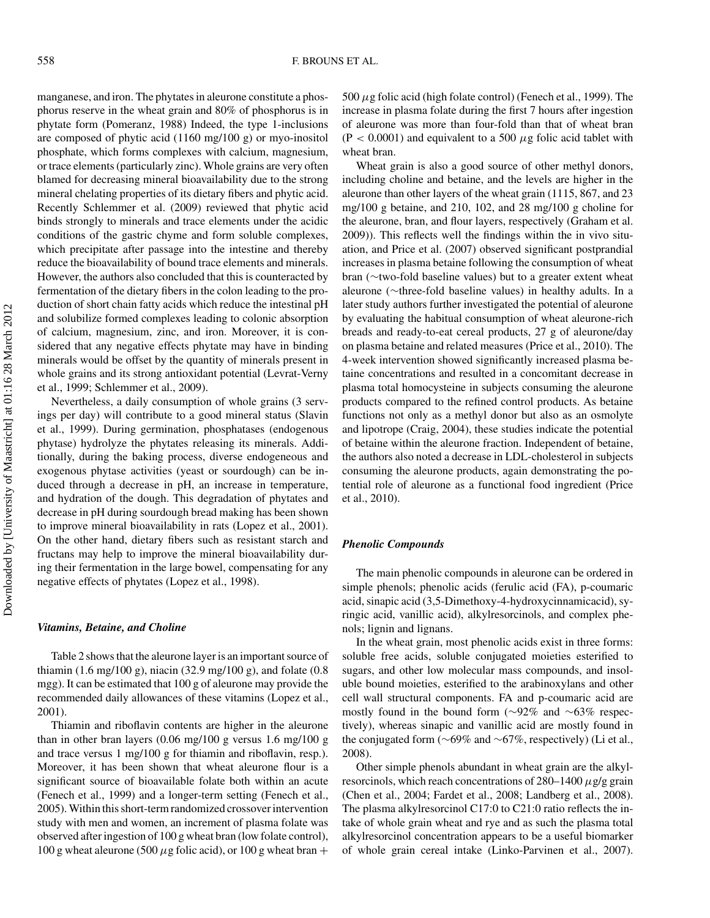manganese, and iron. The phytates in aleurone constitute a phosphorus reserve in the wheat grain and 80% of phosphorus is in phytate form (Pomeranz, 1988) Indeed, the type 1-inclusions are composed of phytic acid (1160 mg/100 g) or myo-inositol phosphate, which forms complexes with calcium, magnesium, or trace elements (particularly zinc). Whole grains are very often blamed for decreasing mineral bioavailability due to the strong mineral chelating properties of its dietary fibers and phytic acid. Recently Schlemmer et al. (2009) reviewed that phytic acid binds strongly to minerals and trace elements under the acidic conditions of the gastric chyme and form soluble complexes, which precipitate after passage into the intestine and thereby reduce the bioavailability of bound trace elements and minerals. However, the authors also concluded that this is counteracted by fermentation of the dietary fibers in the colon leading to the production of short chain fatty acids which reduce the intestinal pH and solubilize formed complexes leading to colonic absorption of calcium, magnesium, zinc, and iron. Moreover, it is considered that any negative effects phytate may have in binding minerals would be offset by the quantity of minerals present in whole grains and its strong antioxidant potential (Levrat-Verny et al., 1999; Schlemmer et al., 2009).

Nevertheless, a daily consumption of whole grains (3 servings per day) will contribute to a good mineral status (Slavin et al., 1999). During germination, phosphatases (endogenous phytase) hydrolyze the phytates releasing its minerals. Additionally, during the baking process, diverse endogeneous and exogenous phytase activities (yeast or sourdough) can be induced through a decrease in pH, an increase in temperature, and hydration of the dough. This degradation of phytates and decrease in pH during sourdough bread making has been shown to improve mineral bioavailability in rats (Lopez et al., 2001). On the other hand, dietary fibers such as resistant starch and fructans may help to improve the mineral bioavailability during their fermentation in the large bowel, compensating for any negative effects of phytates (Lopez et al., 1998).

### *Vitamins, Betaine, and Choline*

Table 2 shows that the aleurone layer is an important source of thiamin (1.6 mg/100 g), niacin (32.9 mg/100 g), and folate (0.8 mgg). It can be estimated that 100 g of aleurone may provide the recommended daily allowances of these vitamins (Lopez et al., 2001).

Thiamin and riboflavin contents are higher in the aleurone than in other bran layers (0.06 mg/100 g versus 1.6 mg/100 g and trace versus 1 mg/100 g for thiamin and riboflavin, resp.). Moreover, it has been shown that wheat aleurone flour is a significant source of bioavailable folate both within an acute (Fenech et al., 1999) and a longer-term setting (Fenech et al., 2005). Within this short-term randomized crossover intervention study with men and women, an increment of plasma folate was observed after ingestion of 100 g wheat bran (low folate control), 100 g wheat aleurone (500 $\mu$g folic acid), or 100 g wheat bran + 500 $\mu$g folic acid (high folate control) (Fenech et al., 1999). The increase in plasma folate during the first 7 hours after ingestion of aleurone was more than four-fold than that of wheat bran ($P < 0.0001$) and equivalent to a 500 $\mu$g folic acid tablet with wheat bran.

Wheat grain is also a good source of other methyl donors, including choline and betaine, and the levels are higher in the aleurone than other layers of the wheat grain (1115, 867, and 23 mg/100 g betaine, and 210, 102, and 28 mg/100 g choline for the aleurone, bran, and flour layers, respectively (Graham et al. 2009)). This reflects well the findings within the in vivo situation, and Price et al. (2007) observed significant postprandial increases in plasma betaine following the consumption of wheat bran (~two-fold baseline values) but to a greater extent wheat aleurone (~three-fold baseline values) in healthy adults. In a later study authors further investigated the potential of aleurone by evaluating the habitual consumption of wheat aleurone-rich breads and ready-to-eat cereal products, 27 g of aleurone/day on plasma betaine and related measures (Price et al., 2010). The 4-week intervention showed significantly increased plasma betaine concentrations and resulted in a concomitant decrease in plasma total homocysteine in subjects consuming the aleurone products compared to the refined control products. As betaine functions not only as a methyl donor but also as an osmolyte and lipotrope (Craig, 2004), these studies indicate the potential of betaine within the aleurone fraction. Independent of betaine, the authors also noted a decrease in LDL-cholesterol in subjects consuming the aleurone products, again demonstrating the potential role of aleurone as a functional food ingredient (Price et al., 2010).

### *Phenolic Compounds*

The main phenolic compounds in aleurone can be ordered in simple phenols; phenolic acids (ferulic acid (FA), p-coumaric acid, sinapic acid (3,5-Dimethoxy-4-hydroxycinnamicacid), syringic acid, vanillic acid), alkylresorcinols, and complex phenols; lignin and lignans.

In the wheat grain, most phenolic acids exist in three forms: soluble free acids, soluble conjugated moieties esterified to sugars, and other low molecular mass compounds, and insoluble bound moieties, esterified to the arabinoxylans and other cell wall structural components. FA and p-coumaric acid are mostly found in the bound form (~92% and ~63% respectively), whereas sinapic and vanillic acid are mostly found in the conjugated form (~69% and ~67%, respectively) (Li et al., 2008).

Other simple phenols abundant in wheat grain are the alkylresorcinols, which reach concentrations of 280–1400 $\mu$g/g grain (Chen et al., 2004; Fardet et al., 2008; Landberg et al., 2008). The plasma alkylresorcinol C17:0 to C21:0 ratio reflects the intake of whole grain wheat and rye and as such the plasma total alkylresorcinol concentration appears to be a useful biomarker of whole grain cereal intake (Linko-Parvinen et al., 2007).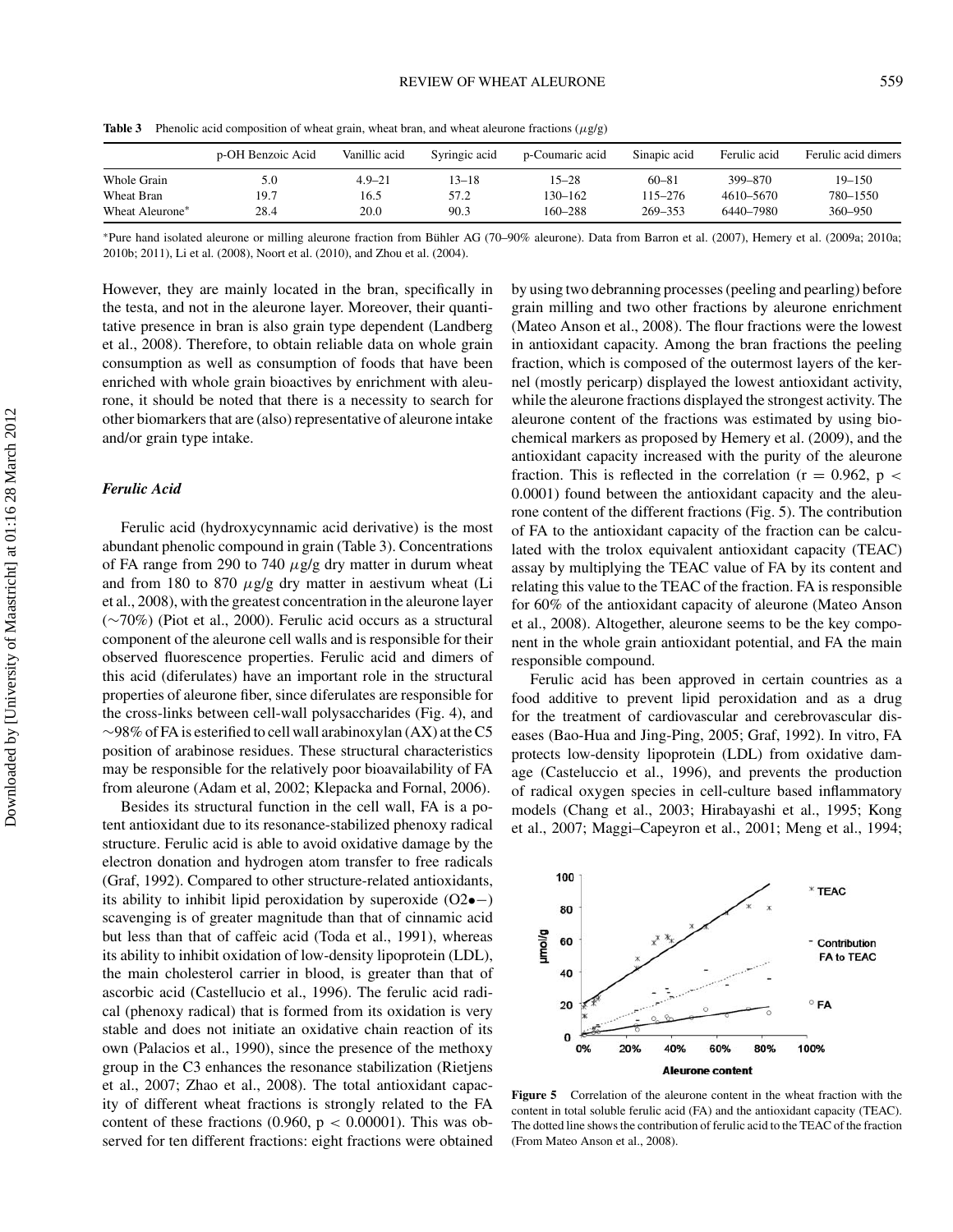**Table 3** Phenolic acid composition of wheat grain, wheat bran, and wheat aleurone fractions ($\mu$g/g)

| | p-OH Benzoic Acid | Vanillic acid | Syringic acid | p-Coumaric acid | Sinapic acid | Ferulic acid | Ferulic acid dimers |
|---|---|---|---|---|---|---|---|
| Whole Grain | 5.0 | 4.9–21 | 13–18 | 15–28 | 60–81 | 399–870 | 19–150 |
| Wheat Bran | 19.7 | 16.5 | 57.2 | 130–162 | 115–276 | 4610–5670 | 780–1550 |
| Wheat Aleurone* | 28.4 | 20.0 | 90.3 | 160–288 | 269–353 | 6440–7980 | 360–950 |

*Pure hand isolated aleurone or milling aleurone fraction from Bühler AG (70–90% aleurone). Data from Barron et al. (2007), Hemery et al. (2009a; 2010a; 2010b; 2011), Li et al. (2008), Noort et al. (2010), and Zhou et al. (2004).

However, they are mainly located in the bran, specifically in the testa, and not in the aleurone layer. Moreover, their quantitative presence in bran is also grain type dependent (Landberg et al., 2008). Therefore, to obtain reliable data on whole grain consumption as well as consumption of foods that have been enriched with whole grain bioactives by enrichment with aleurone, it should be noted that there is a necessity to search for other biomarkers that are (also) representative of aleurone intake and/or grain type intake.

### *Ferulic Acid*

Ferulic acid (hydroxycynnamic acid derivative) is the most abundant phenolic compound in grain (Table 3). Concentrations of FA range from 290 to 740 $\mu$g/g dry matter in durum wheat and from 180 to 870 $\mu$g/g dry matter in aestivum wheat (Li et al., 2008), with the greatest concentration in the aleurone layer (~70%) (Piot et al., 2000). Ferulic acid occurs as a structural component of the aleurone cell walls and is responsible for their observed fluorescence properties. Ferulic acid and dimers of this acid (diferulates) have an important role in the structural properties of aleurone fiber, since diferulates are responsible for the cross-links between cell-wall polysaccharides (Fig. 4), and ~98% of FA is esterified to cell wall arabinoxylan (AX) at the C5 position of arabinose residues. These structural characteristics may be responsible for the relatively poor bioavailability of FA from aleurone (Adam et al, 2002; Klepacka and Fornal, 2006).

Besides its structural function in the cell wall, FA is a potent antioxidant due to its resonance-stabilized phenoxy radical structure. Ferulic acid is able to avoid oxidative damage by the electron donation and hydrogen atom transfer to free radicals (Graf, 1992). Compared to other structure-related antioxidants, its ability to inhibit lipid peroxidation by superoxide ($O2\bullet-$) scavenging is of greater magnitude than that of cinnamic acid but less than that of caffeic acid (Toda et al., 1991), whereas its ability to inhibit oxidation of low-density lipoprotein (LDL), the main cholesterol carrier in blood, is greater than that of ascorbic acid (Castellucio et al., 1996). The ferulic acid radical (phenoxy radical) that is formed from its oxidation is very stable and does not initiate an oxidative chain reaction of its own (Palacios et al., 1990), since the presence of the methoxy group in the C3 enhances the resonance stabilization (Rietjens et al., 2007; Zhao et al., 2008). The total antioxidant capacity of different wheat fractions is strongly related to the FA content of these fractions (0.960, $p < 0.00001$). This was observed for ten different fractions: eight fractions were obtained by using two debranning processes (peeling and pearling) before grain milling and two other fractions by aleurone enrichment (Mateo Anson et al., 2008). The flour fractions were the lowest in antioxidant capacity. Among the bran fractions the peeling fraction, which is composed of the outermost layers of the kernel (mostly pericarp) displayed the lowest antioxidant activity, while the aleurone fractions displayed the strongest activity. The aleurone content of the fractions was estimated by using biochemical markers as proposed by Hemery et al. (2009), and the antioxidant capacity increased with the purity of the aleurone fraction. This is reflected in the correlation ($r = 0.962$, $p < 0.0001$) found between the antioxidant capacity and the aleurone content of the different fractions (Fig. 5). The contribution of FA to the antioxidant capacity of the fraction can be calculated with the trolox equivalent antioxidant capacity (TEAC) assay by multiplying the TEAC value of FA by its content and relating this value to the TEAC of the fraction. FA is responsible for 60% of the antioxidant capacity of aleurone (Mateo Anson et al., 2008). Altogether, aleurone seems to be the key component in the whole grain antioxidant potential, and FA the main responsible compound.

Ferulic acid has been approved in certain countries as a food additive to prevent lipid peroxidation and as a drug for the treatment of cardiovascular and cerebrovascular diseases (Bao-Hua and Jing-Ping, 2005; Graf, 1992). In vitro, FA protects low-density lipoprotein (LDL) from oxidative damage (Casteluccio et al., 1996), and prevents the production of radical oxygen species in cell-culture based inflammatory models (Chang et al., 2003; Hirabayashi et al., 1995; Kong et al., 2007; Maggi–Capeyron et al., 2001; Meng et al., 1994;

**Figure 5** Correlation of the aleurone content in the wheat fraction with the content in total soluble ferulic acid (FA) and the antioxidant capacity (TEAC). The dotted line shows the contribution of ferulic acid to the TEAC of the fraction (From Mateo Anson et al., 2008).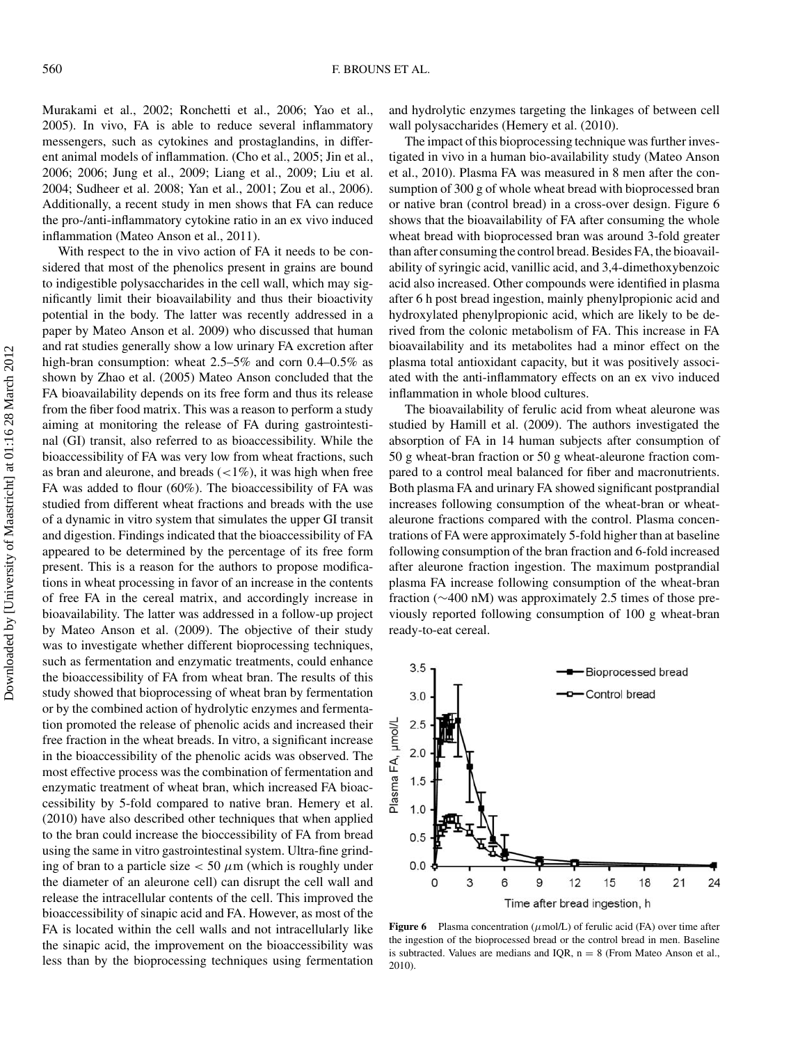Murakami et al., 2002; Ronchetti et al., 2006; Yao et al., 2005). In vivo, FA is able to reduce several inflammatory messengers, such as cytokines and prostaglandins, in different animal models of inflammation. (Cho et al., 2005; Jin et al., 2006; 2006; Jung et al., 2009; Liang et al., 2009; Liu et al. 2004; Sudheer et al. 2008; Yan et al., 2001; Zou et al., 2006). Additionally, a recent study in men shows that FA can reduce the pro-/anti-inflammatory cytokine ratio in an ex vivo induced inflammation (Mateo Anson et al., 2011).

With respect to the in vivo action of FA it needs to be considered that most of the phenolics present in grains are bound to indigestible polysaccharides in the cell wall, which may significantly limit their bioavailability and thus their bioactivity potential in the body. The latter was recently addressed in a paper by Mateo Anson et al. 2009) who discussed that human and rat studies generally show a low urinary FA excretion after high-bran consumption: wheat 2.5–5% and corn 0.4–0.5% as shown by Zhao et al. (2005) Mateo Anson concluded that the FA bioavailability depends on its free form and thus its release from the fiber food matrix. This was a reason to perform a study aiming at monitoring the release of FA during gastrointestinal (GI) transit, also referred to as bioaccessibility. While the bioaccessibility of FA was very low from wheat fractions, such as bran and aleurone, and breads (<1%), it was high when free FA was added to flour (60%). The bioaccessibility of FA was studied from different wheat fractions and breads with the use of a dynamic in vitro system that simulates the upper GI transit and digestion. Findings indicated that the bioaccessibility of FA appeared to be determined by the percentage of its free form present. This is a reason for the authors to propose modifications in wheat processing in favor of an increase in the contents of free FA in the cereal matrix, and accordingly increase in bioavailability. The latter was addressed in a follow-up project by Mateo Anson et al. (2009). The objective of their study was to investigate whether different bioprocessing techniques, such as fermentation and enzymatic treatments, could enhance the bioaccessibility of FA from wheat bran. The results of this study showed that bioprocessing of wheat bran by fermentation or by the combined action of hydrolytic enzymes and fermentation promoted the release of phenolic acids and increased their free fraction in the wheat breads. In vitro, a significant increase in the bioaccessibility of the phenolic acids was observed. The most effective process was the combination of fermentation and enzymatic treatment of wheat bran, which increased FA bioaccessibility by 5-fold compared to native bran. Hemery et al. (2010) have also described other techniques that when applied to the bran could increase the bioccessibility of FA from bread using the same in vitro gastrointestinal system. Ultra-fine grinding of bran to a particle size < 50 $\mu$m (which is roughly under the diameter of an aleurone cell) can disrupt the cell wall and release the intracellular contents of the cell. This improved the bioaccessibility of sinapic acid and FA. However, as most of the FA is located within the cell walls and not intracellularly like the sinapic acid, the improvement on the bioaccessibility was less than by the bioprocessing techniques using fermentation and hydrolytic enzymes targeting the linkages of between cell wall polysaccharides (Hemery et al. (2010).

The impact of this bioprocessing technique was further investigated in vivo in a human bio-availability study (Mateo Anson et al., 2010). Plasma FA was measured in 8 men after the consumption of 300 g of whole wheat bread with bioprocessed bran or native bran (control bread) in a cross-over design. Figure 6 shows that the bioavailability of FA after consuming the whole wheat bread with bioprocessed bran was around 3-fold greater than after consuming the control bread. Besides FA, the bioavailability of syringic acid, vanillic acid, and 3,4-dimethoxybenzoic acid also increased. Other compounds were identified in plasma after 6 h post bread ingestion, mainly phenylpropionic acid and hydroxylated phenylpropionic acid, which are likely to be derived from the colonic metabolism of FA. This increase in FA bioavailability and its metabolites had a minor effect on the plasma total antioxidant capacity, but it was positively associated with the anti-inflammatory effects on an ex vivo induced inflammation in whole blood cultures.

The bioavailability of ferulic acid from wheat aleurone was studied by Hamill et al. (2009). The authors investigated the absorption of FA in 14 human subjects after consumption of 50 g wheat-bran fraction or 50 g wheat-aleurone fraction compared to a control meal balanced for fiber and macronutrients. Both plasma FA and urinary FA showed significant postprandial increases following consumption of the wheat-bran or wheat-aleurone fractions compared with the control. Plasma concentrations of FA were approximately 5-fold higher than at baseline following consumption of the bran fraction and 6-fold increased after aleurone fraction ingestion. The maximum postprandial plasma FA increase following consumption of the wheat-bran fraction (~400 nM) was approximately 2.5 times of those previously reported following consumption of 100 g wheat-bran ready-to-eat cereal.

**Figure 6** Plasma concentration ($\mu$mol/L) of ferulic acid (FA) over time after the ingestion of the bioprocessed bread or the control bread in men. Baseline is subtracted. Values are medians and IQR, n = 8 (From Mateo Anson et al., 2010).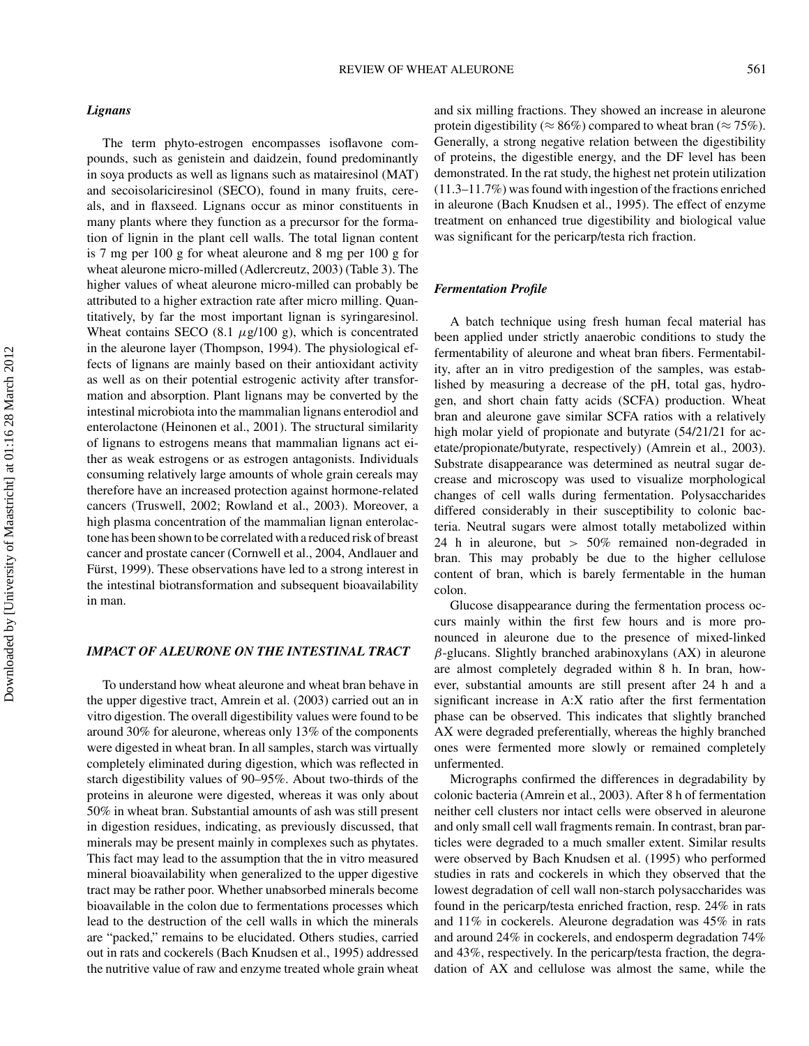### *Lignans*

The term phyto-estrogen encompasses isoflavone compounds, such as genistein and daidzein, found predominantly in soya products as well as lignans such as matairesinol (MAT) and secoisolariciresinol (SECO), found in many fruits, cereals, and in flaxseed. Lignans occur as minor constituents in many plants where they function as a precursor for the formation of lignin in the plant cell walls. The total lignan content is 7 mg per 100 g for wheat aleurone and 8 mg per 100 g for wheat aleurone micro-milled (Adlercreutz, 2003) (Table 3). The higher values of wheat aleurone micro-milled can probably be attributed to a higher extraction rate after micro milling. Quantitatively, by far the most important lignan is syringaresinol. Wheat contains SECO (8.1 $\mu$g/100 g), which is concentrated in the aleurone layer (Thompson, 1994). The physiological effects of lignans are mainly based on their antioxidant activity as well as on their potential estrogenic activity after transformation and absorption. Plant lignans may be converted by the intestinal microbiota into the mammalian lignans enterodiol and enterolactone (Heinonen et al., 2001). The structural similarity of lignans to estrogens means that mammalian lignans act either as weak estrogens or as estrogen antagonists. Individuals consuming relatively large amounts of whole grain cereals may therefore have an increased protection against hormone-related cancers (Truswell, 2002; Rowland et al., 2003). Moreover, a high plasma concentration of the mammalian lignan enterolactone has been shown to be correlated with a reduced risk of breast cancer and prostate cancer (Cornwell et al., 2004, Andlauer and Fürst, 1999). These observations have led to a strong interest in the intestinal biotransformation and subsequent bioavailability in man.

## IMPACT OF ALEURONE ON THE INTESTINAL TRACT

To understand how wheat aleurone and wheat bran behave in the upper digestive tract, Amrein et al. (2003) carried out an in vitro digestion. The overall digestibility values were found to be around 30% for aleurone, whereas only 13% of the components were digested in wheat bran. In all samples, starch was virtually completely eliminated during digestion, which was reflected in starch digestibility values of 90–95%. About two-thirds of the proteins in aleurone were digested, whereas it was only about 50% in wheat bran. Substantial amounts of ash was still present in digestion residues, indicating, as previously discussed, that minerals may be present mainly in complexes such as phytates. This fact may lead to the assumption that the in vitro measured mineral bioavailability when generalized to the upper digestive tract may be rather poor. Whether unabsorbed minerals become bioavailable in the colon due to fermentations processes which lead to the destruction of the cell walls in which the minerals are "packed," remains to be elucidated. Others studies, carried out in rats and cockerels (Bach Knudsen et al., 1995) addressed the nutritive value of raw and enzyme treated whole grain wheat and six milling fractions. They showed an increase in aleurone protein digestibility ($\approx$ 86%) compared to wheat bran ($\approx$ 75%). Generally, a strong negative relation between the digestibility of proteins, the digestible energy, and the DF level has been demonstrated. In the rat study, the highest net protein utilization (11.3–11.7%) was found with ingestion of the fractions enriched in aleurone (Bach Knudsen et al., 1995). The effect of enzyme treatment on enhanced true digestibility and biological value was significant for the pericarp/testa rich fraction.

### *Fermentation Profile*

A batch technique using fresh human fecal material has been applied under strictly anaerobic conditions to study the fermentability of aleurone and wheat bran fibers. Fermentability, after an in vitro predigestion of the samples, was established by measuring a decrease of the pH, total gas, hydrogen, and short chain fatty acids (SCFA) production. Wheat bran and aleurone gave similar SCFA ratios with a relatively high molar yield of propionate and butyrate (54/21/21 for acetate/propionate/butyrate, respectively) (Amrein et al., 2003). Substrate disappearance was determined as neutral sugar decrease and microscopy was used to visualize morphological changes of cell walls during fermentation. Polysaccharides differed considerably in their susceptibility to colonic bacteria. Neutral sugars were almost totally metabolized within 24 h in aleurone, but $>$ 50% remained non-degraded in bran. This may probably be due to the higher cellulose content of bran, which is barely fermentable in the human colon.

Glucose disappearance during the fermentation process occurs mainly within the first few hours and is more pronounced in aleurone due to the presence of mixed-linked $\beta$-glucans. Slightly branched arabinoxylans (AX) in aleurone are almost completely degraded within 8 h. In bran, however, substantial amounts are still present after 24 h and a significant increase in A:X ratio after the first fermentation phase can be observed. This indicates that slightly branched AX were degraded preferentially, whereas the highly branched ones were fermented more slowly or remained completely unfermented.

Micrographs confirmed the differences in degradability by colonic bacteria (Amrein et al., 2003). After 8 h of fermentation neither cell clusters nor intact cells were observed in aleurone and only small cell wall fragments remain. In contrast, bran particles were degraded to a much smaller extent. Similar results were observed by Bach Knudsen et al. (1995) who performed studies in rats and cockerels in which they observed that the lowest degradation of cell wall non-starch polysaccharides was found in the pericarp/testa enriched fraction, resp. 24% in rats and 11% in cockerels. Aleurone degradation was 45% in rats and around 24% in cockerels, and endosperm degradation 74% and 43%, respectively. In the pericarp/testa fraction, the degradation of AX and cellulose was almost the same, while the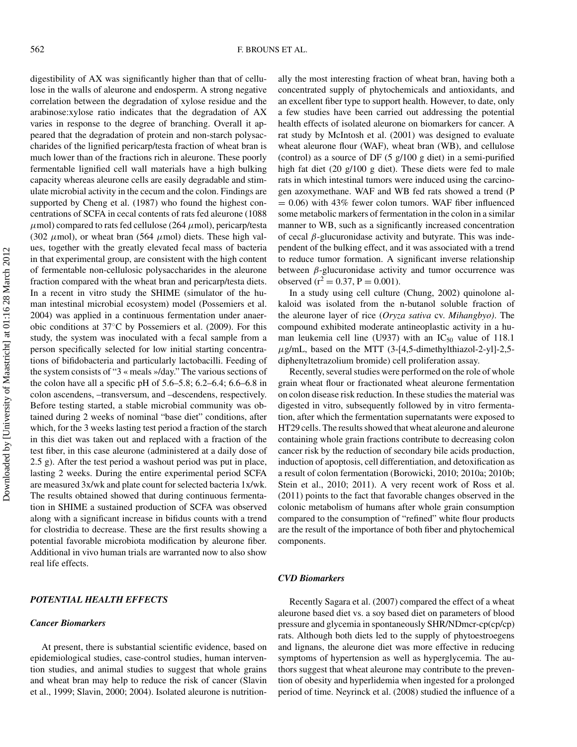digestibility of AX was significantly higher than that of cellulose in the walls of aleurone and endosperm. A strong negative correlation between the degradation of xylose residue and the arabinose:xylose ratio indicates that the degradation of AX varies in response to the degree of branching. Overall it appeared that the degradation of protein and non-starch polysaccharides of the lignified pericarp/testa fraction of wheat bran is much lower than of the fractions rich in aleurone. These poorly fermentable lignified cell wall materials have a high bulking capacity whereas aleurone cells are easily degradable and stimulate microbial activity in the cecum and the colon. Findings are supported by Cheng et al. (1987) who found the highest concentrations of SCFA in cecal contents of rats fed aleurone (1088 $\mu$mol) compared to rats fed cellulose (264 $\mu$mol), pericarp/testa (302 $\mu$mol), or wheat bran (564 $\mu$mol) diets. These high values, together with the greatly elevated fecal mass of bacteria in that experimental group, are consistent with the high content of fermentable non-cellulosic polysaccharides in the aleurone fraction compared with the wheat bran and pericarp/testa diets. In a recent in vitro study the SHIME (simulator of the human intestinal microbial ecosystem) model (Possemiers et al. 2004) was applied in a continuous fermentation under anaerobic conditions at 37°C by Possemiers et al. (2009). For this study, the system was inoculated with a fecal sample from a person specifically selected for low initial starting concentrations of bifidobacteria and particularly lactobacilli. Feeding of the system consists of "3 « meals »/day." The various sections of the colon have all a specific pH of 5.6–5.8; 6.2–6.4; 6.6–6.8 in colon ascendens, –transversum, and –descendens, respectively. Before testing started, a stable microbial community was obtained during 2 weeks of nominal "base diet" conditions, after which, for the 3 weeks lasting test period a fraction of the starch in this diet was taken out and replaced with a fraction of the test fiber, in this case aleurone (administered at a daily dose of 2.5 g). After the test period a washout period was put in place, lasting 2 weeks. During the entire experimental period SCFA are measured 3x/wk and plate count for selected bacteria 1x/wk. The results obtained showed that during continuous fermentation in SHIME a sustained production of SCFA was observed along with a significant increase in bifidus counts with a trend for clostridia to decrease. These are the first results showing a potential favorable microbiota modification by aleurone fiber. Additional in vivo human trials are warranted now to also show real life effects.

## POTENTIAL HEALTH EFFECTS

### Cancer Biomarkers

At present, there is substantial scientific evidence, based on epidemiological studies, case-control studies, human intervention studies, and animal studies to suggest that whole grains and wheat bran may help to reduce the risk of cancer (Slavin et al., 1999; Slavin, 2000; 2004). Isolated aleurone is nutritionally the most interesting fraction of wheat bran, having both a concentrated supply of phytochemicals and antioxidants, and an excellent fiber type to support health. However, to date, only a few studies have been carried out addressing the potential health effects of isolated aleurone on biomarkers for cancer. A rat study by McIntosh et al. (2001) was designed to evaluate wheat aleurone flour (WAF), wheat bran (WB), and cellulose (control) as a source of DF (5 g/100 g diet) in a semi-purified high fat diet (20 g/100 g diet). These diets were fed to male rats in which intestinal tumors were induced using the carcinogen azoxymethane. WAF and WB fed rats showed a trend ($P = 0.06$) with 43% fewer colon tumors. WAF fiber influenced some metabolic markers of fermentation in the colon in a similar manner to WB, such as a significantly increased concentration of cecal $\beta$-glucuronidase activity and butyrate. This was independent of the bulking effect, and it was associated with a trend to reduce tumor formation. A significant inverse relationship between $\beta$-glucuronidase activity and tumor occurrence was observed ($r^2 = 0.37$, $P = 0.001$).

In a study using cell culture (Chung, 2002) quinolone alkaloid was isolated from the n-butanol soluble fraction of the aleurone layer of rice (*Oryza sativa* cv. *Mihangbyo)*. The compound exhibited moderate antineoplastic activity in a human leukemia cell line (U937) with an $IC_{50}$ value of 118.1 $\mu$g/mL, based on the MTT (3-[4,5-dimethylthiazol-2-yl]-2,5-diphenyltetrazolium bromide) cell proliferation assay.

Recently, several studies were performed on the role of whole grain wheat flour or fractionated wheat aleurone fermentation on colon disease risk reduction. In these studies the material was digested in vitro, subsequently followed by in vitro fermentation, after which the fermentation supernatants were exposed to HT29 cells. The results showed that wheat aleurone and aleurone containing whole grain fractions contribute to decreasing colon cancer risk by the reduction of secondary bile acids production, induction of apoptosis, cell differentiation, and detoxification as a result of colon fermentation (Borowicki, 2010; 2010a; 2010b; Stein et al., 2010; 2011). A very recent work of Ross et al. (2011) points to the fact that favorable changes observed in the colonic metabolism of humans after whole grain consumption compared to the consumption of "refined" white flour products are the result of the importance of both fiber and phytochemical components.

### CVD Biomarkers

Recently Sagara et al. (2007) compared the effect of a wheat aleurone based diet vs. a soy based diet on parameters of blood pressure and glycemia in spontaneously SHR/NDmcr-cp(cp/cp) rats. Although both diets led to the supply of phytoestroegens and lignans, the aleurone diet was more effective in reducing symptoms of hypertension as well as hyperglycemia. The authors suggest that wheat aleurone may contribute to the prevention of obesity and hyperlidemia when ingested for a prolonged period of time. Neyrinck et al. (2008) studied the influence of a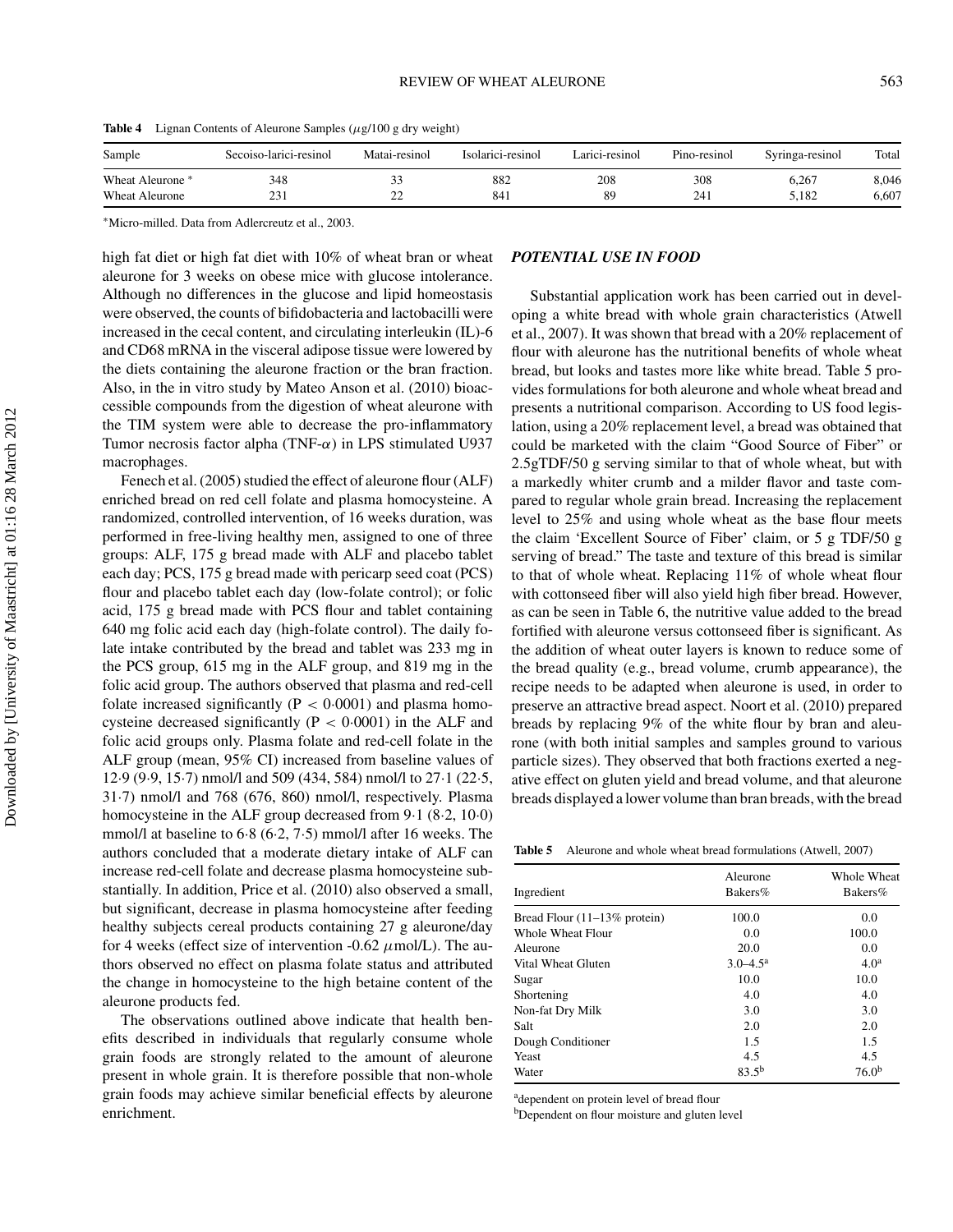**Table 4** Lignan Contents of Aleurone Samples ($\mu$g/100 g dry weight)

| Sample | Secoiso-larici-resinol | Matai-resinol | Isolarici-resinol | Larici-resinol | Pino-resinol | Syringa-resinol | Total |
|---|---|---|---|---|---|---|---|
| Wheat Aleurone * | 348 | 33 | 882 | 208 | 308 | 6,267 | 8,046 |
| Wheat Aleurone | 231 | 22 | 841 | 89 | 241 | 5,182 | 6,607 |

*Micro-milled. Data from Adlercreutz et al., 2003.

high fat diet or high fat diet with 10% of wheat bran or wheat aleurone for 3 weeks on obese mice with glucose intolerance. Although no differences in the glucose and lipid homeostasis were observed, the counts of bifidobacteria and lactobacilli were increased in the cecal content, and circulating interleukin (IL)-6 and CD68 mRNA in the visceral adipose tissue were lowered by the diets containing the aleurone fraction or the bran fraction. Also, in the in vitro study by Mateo Anson et al. (2010) bioaccessible compounds from the digestion of wheat aleurone with the TIM system were able to decrease the pro-inflammatory Tumor necrosis factor alpha (TNF-$\alpha$) in LPS stimulated U937 macrophages.

Fenech et al. (2005) studied the effect of aleurone flour (ALF) enriched bread on red cell folate and plasma homocysteine. A randomized, controlled intervention, of 16 weeks duration, was performed in free-living healthy men, assigned to one of three groups: ALF, 175 g bread made with ALF and placebo tablet each day; PCS, 175 g bread made with pericarp seed coat (PCS) flour and placebo tablet each day (low-folate control); or folic acid, 175 g bread made with PCS flour and tablet containing 640 mg folic acid each day (high-folate control). The daily folate intake contributed by the bread and tablet was 233 mg in the PCS group, 615 mg in the ALF group, and 819 mg in the folic acid group. The authors observed that plasma and red-cell folate increased significantly ($P < 0{\cdot}0001$) and plasma homocysteine decreased significantly ($P < 0{\cdot}0001$) in the ALF and folic acid groups only. Plasma folate and red-cell folate in the ALF group (mean, 95% CI) increased from baseline values of 12·9 (9·9, 15·7) nmol/l and 509 (434, 584) nmol/l to 27·1 (22·5, 31·7) nmol/l and 768 (676, 860) nmol/l, respectively. Plasma homocysteine in the ALF group decreased from 9·1 (8·2, 10·0) mmol/l at baseline to 6·8 (6·2, 7·5) mmol/l after 16 weeks. The authors concluded that a moderate dietary intake of ALF can increase red-cell folate and decrease plasma homocysteine substantially. In addition, Price et al. (2010) also observed a small, but significant, decrease in plasma homocysteine after feeding healthy subjects cereal products containing 27 g aleurone/day for 4 weeks (effect size of intervention -0.62 $\mu$mol/L). The authors observed no effect on plasma folate status and attributed the change in homocysteine to the high betaine content of the aleurone products fed.

The observations outlined above indicate that health benefits described in individuals that regularly consume whole grain foods are strongly related to the amount of aleurone present in whole grain. It is therefore possible that non-whole grain foods may achieve similar beneficial effects by aleurone enrichment.

## *POTENTIAL USE IN FOOD*

Substantial application work has been carried out in developing a white bread with whole grain characteristics (Atwell et al., 2007). It was shown that bread with a 20% replacement of flour with aleurone has the nutritional benefits of whole wheat bread, but looks and tastes more like white bread. Table 5 provides formulations for both aleurone and whole wheat bread and presents a nutritional comparison. According to US food legislation, using a 20% replacement level, a bread was obtained that could be marketed with the claim "Good Source of Fiber" or 2.5gTDF/50 g serving similar to that of whole wheat, but with a markedly whiter crumb and a milder flavor and taste compared to regular whole grain bread. Increasing the replacement level to 25% and using whole wheat as the base flour meets the claim 'Excellent Source of Fiber' claim, or 5 g TDF/50 g serving of bread." The taste and texture of this bread is similar to that of whole wheat. Replacing 11% of whole wheat flour with cottonseed fiber will also yield high fiber bread. However, as can be seen in Table 6, the nutritive value added to the bread fortified with aleurone versus cottonseed fiber is significant. As the addition of wheat outer layers is known to reduce some of the bread quality (e.g., bread volume, crumb appearance), the recipe needs to be adapted when aleurone is used, in order to preserve an attractive bread aspect. Noort et al. (2010) prepared breads by replacing 9% of the white flour by bran and aleurone (with both initial samples and samples ground to various particle sizes). They observed that both fractions exerted a negative effect on gluten yield and bread volume, and that aleurone breads displayed a lower volume than bran breads, with the bread

**Table 5** Aleurone and whole wheat bread formulations (Atwell, 2007)

| Ingredient | Aleurone Bakers% | Whole Wheat Bakers% |
|---|---|---|
| Bread Flour (11–13% protein) | 100.0 | 0.0 |
| Whole Wheat Flour | 0.0 | 100.0 |
| Aleurone | 20.0 | 0.0 |
| Vital Wheat Gluten | 3.0–4.5[a] | 4.0[a] |
| Sugar | 10.0 | 10.0 |
| Shortening | 4.0 | 4.0 |
| Non-fat Dry Milk | 3.0 | 3.0 |
| Salt | 2.0 | 2.0 |
| Dough Conditioner | 1.5 | 1.5 |
| Yeast | 4.5 | 4.5 |
| Water | 83.5[b] | 76.0[b] |

[a]dependent on protein level of bread flour

[b]Dependent on flour moisture and gluten level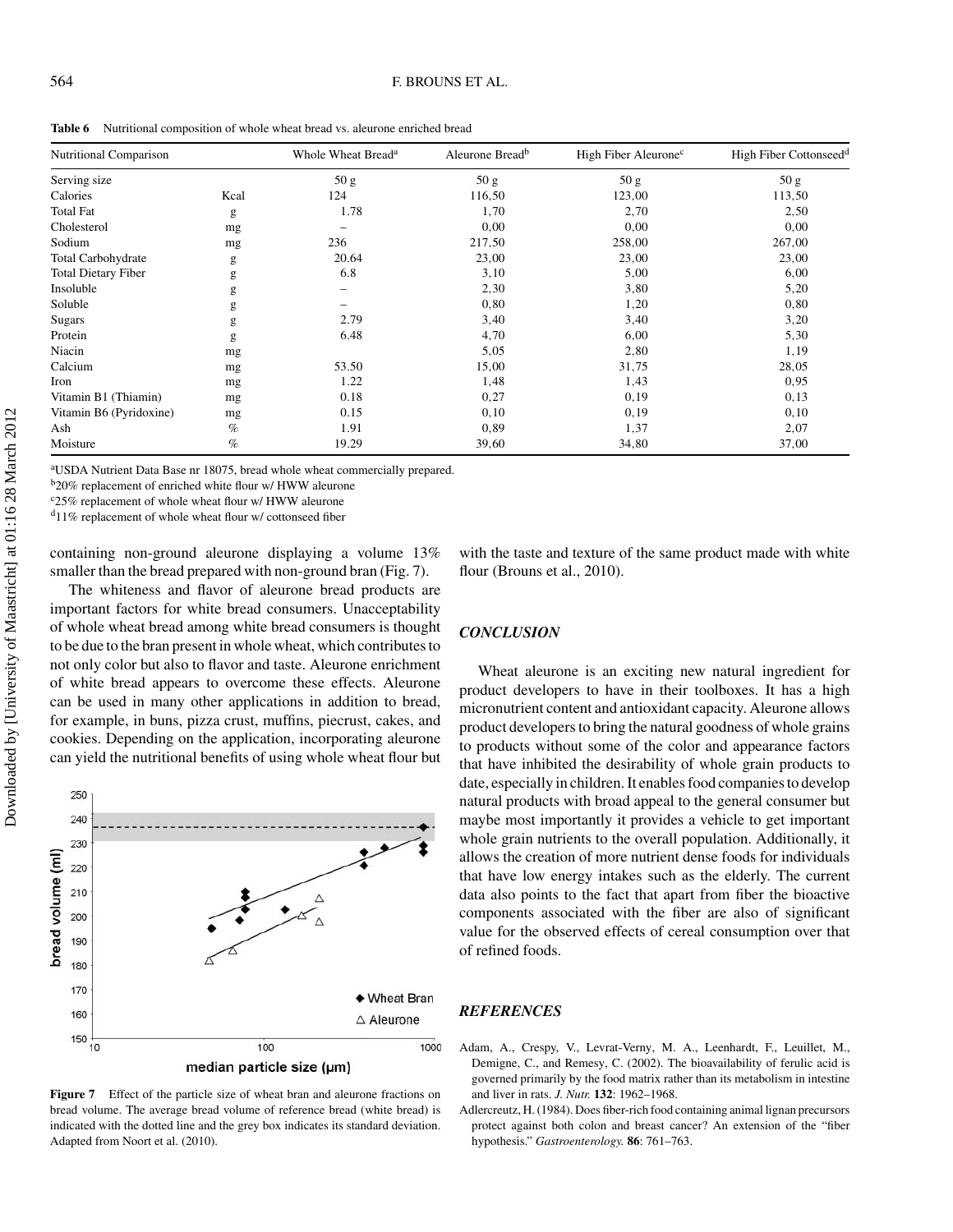**Table 6** Nutritional composition of whole wheat bread vs. aleurone enriched bread

| Nutritional Comparison | | Whole Wheat Bread[a] | Aleurone Bread[b] | High Fiber Aleurone[c] | High Fiber Cottonseed[d] |
|---|---|---|---|---|---|
| Serving size | | 50 g | 50 g | 50 g | 50 g |
| Calories | Kcal | 124 | 116,50 | 123,00 | 113,50 |
| Total Fat | g | 1.78 | 1,70 | 2,70 | 2,50 |
| Cholesterol | mg | – | 0,00 | 0,00 | 0,00 |
| Sodium | mg | 236 | 217,50 | 258,00 | 267,00 |
| Total Carbohydrate | g | 20.64 | 23,00 | 23,00 | 23,00 |
| Total Dietary Fiber | g | 6.8 | 3,10 | 5,00 | 6,00 |
| Insoluble | g | – | 2,30 | 3,80 | 5,20 |
| Soluble | g | – | 0,80 | 1,20 | 0,80 |
| Sugars | g | 2.79 | 3,40 | 3,40 | 3,20 |
| Protein | g | 6.48 | 4,70 | 6,00 | 5,30 |
| Niacin | mg | | 5,05 | 2,80 | 1,19 |
| Calcium | mg | 53.50 | 15,00 | 31,75 | 28,05 |
| Iron | mg | 1.22 | 1,48 | 1,43 | 0,95 |
| Vitamin B1 (Thiamin) | mg | 0.18 | 0,27 | 0,19 | 0,13 |
| Vitamin B6 (Pyridoxine) | mg | 0.15 | 0,10 | 0,19 | 0,10 |
| Ash | % | 1.91 | 0,89 | 1,37 | 2,07 |
| Moisture | % | 19.29 | 39,60 | 34,80 | 37,00 |

[a]USDA Nutrient Data Base nr 18075, bread whole wheat commercially prepared.
[b]20% replacement of enriched white flour w/ HWW aleurone
[c]25% replacement of whole wheat flour w/ HWW aleurone
[d]11% replacement of whole wheat flour w/ cottonseed fiber

containing non-ground aleurone displaying a volume 13% smaller than the bread prepared with non-ground bran (Fig. 7).

The whiteness and flavor of aleurone bread products are important factors for white bread consumers. Unacceptability of whole wheat bread among white bread consumers is thought to be due to the bran present in whole wheat, which contributes to not only color but also to flavor and taste. Aleurone enrichment of white bread appears to overcome these effects. Aleurone can be used in many other applications in addition to bread, for example, in buns, pizza crust, muffins, piecrust, cakes, and cookies. Depending on the application, incorporating aleurone can yield the nutritional benefits of using whole wheat flour but with the taste and texture of the same product made with white flour (Brouns et al., 2010).

250
240
230
220
210
200
190
180
170
160
150
bread volume (ml)
10
100
1000
median particle size (µm)
◆ Wheat Bran
△ Aleurone

**Figure 7** Effect of the particle size of wheat bran and aleurone fractions on bread volume. The average bread volume of reference bread (white bread) is indicated with the dotted line and the grey box indicates its standard deviation. Adapted from Noort et al. (2010).

## CONCLUSION

Wheat aleurone is an exciting new natural ingredient for product developers to have in their toolboxes. It has a high micronutrient content and antioxidant capacity. Aleurone allows product developers to bring the natural goodness of whole grains to products without some of the color and appearance factors that have inhibited the desirability of whole grain products to date, especially in children. It enables food companies to develop natural products with broad appeal to the general consumer but maybe most importantly it provides a vehicle to get important whole grain nutrients to the overall population. Additionally, it allows the creation of more nutrient dense foods for individuals that have low energy intakes such as the elderly. The current data also points to the fact that apart from fiber the bioactive components associated with the fiber are also of significant value for the observed effects of cereal consumption over that of refined foods.

## REFERENCES

Adam, A., Crespy, V., Levrat-Verny, M. A., Leenhardt, F., Leuillet, M., Demigne, C., and Remesy, C. (2002). The bioavailability of ferulic acid is governed primarily by the food matrix rather than its metabolism in intestine and liver in rats. *J. Nutr.* **132**: 1962–1968.

Adlercreutz, H. (1984). Does fiber-rich food containing animal lignan precursors protect against both colon and breast cancer? An extension of the "fiber hypothesis." *Gastroenterology.* **86**: 761–763.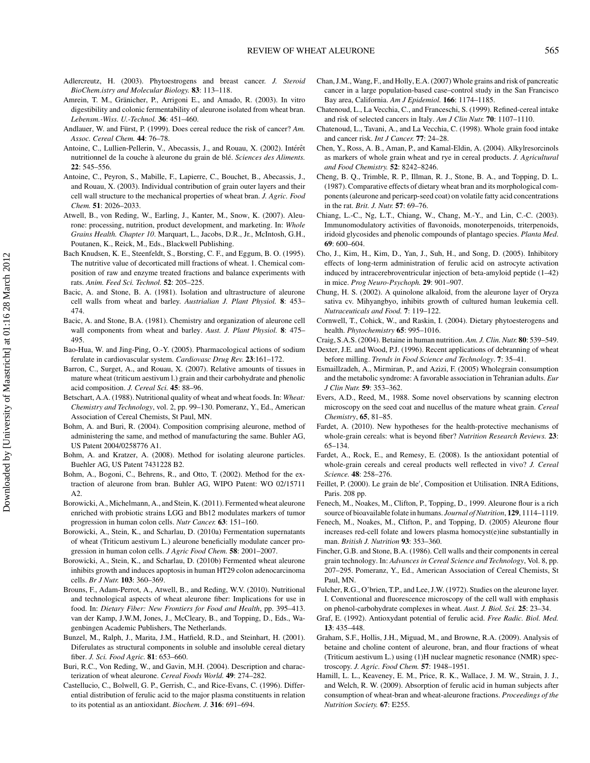Adlercreutz, H. (2003). Phytoestrogens and breast cancer. *J. Steroid BioChem.istry and Molecular Biology.* **83**: 113–118.

Amrein, T. M., Gränicher, P., Arrigoni E., and Amado, R. (2003). In vitro digestibility and colonic fermentability of aleurone isolated from wheat bran. *Lebensm.-Wiss. U.-Technol.* **36**: 451–460.

Andlauer, W. and Fürst, P. (1999). Does cereal reduce the risk of cancer? *Am. Assoc. Cereal Chem.* **44**: 76–78.

Antoine, C., Lullien-Pellerin, V., Abecassis, J., and Rouau, X. (2002). Intérêt nutritionnel de la couche à aleurone du grain de blé. *Sciences des Aliments.* **22**: 545–556.

Antoine, C., Peyron, S., Mabille, F., Lapierre, C., Bouchet, B., Abecassis, J., and Rouau, X. (2003). Individual contribution of grain outer layers and their cell wall structure to the mechanical properties of wheat bran. *J. Agric. Food Chem.* **51**: 2026–2033.

Atwell, B., von Reding, W., Earling, J., Kanter, M., Snow, K. (2007). Aleurone: processing, nutrition, product development, and marketing. In: *Whole Grains Health. Chapter 10*. Marquart, L., Jacobs, D.R., Jr., McIntosh, G.H., Poutanen, K., Reick, M., Eds., Blackwell Publishing.

Bach Knudsen, K. E., Steenfeldt, S., Borsting, C. F., and Eggum, B. O. (1995). The nutritive value of decorticated mill fractions of wheat. 1. Chemical composition of raw and enzyme treated fractions and balance experiments with rats. *Anim. Feed Sci. Technol.* **52**: 205–225.

Bacic, A. and Stone, B. A. (1981). Isolation and ultrastructure of aleurone cell walls from wheat and barley. *Austrialian J. Plant Physiol.* **8**: 453–474.

Bacic, A. and Stone, B.A. (1981). Chemistry and organization of aleurone cell wall components from wheat and barley. *Aust. J. Plant Physiol.* **8**: 475–495.

Bao-Hua, W. and Jing-Ping, O.-Y. (2005). Pharmacological actions of sodium ferulate in cardiovascular system. *Cardiovasc Drug Rev.* **23**:161–172.

Barron, C., Surget, A., and Rouau, X. (2007). Relative amounts of tissues in mature wheat (triticum aestivum l.) grain and their carbohydrate and phenolic acid composition. *J. Cereal Sci.* **45**: 88–96.

Betschart, A.A. (1988). Nutritional quality of wheat and wheat foods. In: *Wheat: Chemistry and Technology*, vol. 2, pp. 99–130. Pomeranz, Y., Ed., American Association of Cereal Chemists, St Paul, MN.

Bohm, A. and Buri, R. (2004). Composition comprising aleurone, method of administering the same, and method of manufacturing the same. Buhler AG, US Patent 2004/0258776 A1.

Bohm, A. and Kratzer, A. (2008). Method for isolating aleurone particles. Buehler AG, US Patent 7431228 B2.

Bohm, A., Bogoni, C., Behrens, R., and Otto, T. (2002). Method for the extraction of aleurone from bran. Buhler AG, WIPO Patent: WO 02/15711 A2.

Borowicki, A., Michelmann, A., and Stein, K. (2011). Fermented wheat aleurone enriched with probiotic strains LGG and Bb12 modulates markers of tumor progression in human colon cells. *Nutr Cancer.* **63**: 151–160.

Borowicki, A., Stein, K., and Scharlau, D. (2010a) Fermentation supernatants of wheat (Triticum aestivum L.) aleurone beneficially modulate cancer progression in human colon cells. *J Agric Food Chem.* **58**: 2001–2007.

Borowicki, A., Stein, K., and Scharlau, D. (2010b) Fermented wheat aleurone inhibits growth and induces apoptosis in human HT29 colon adenocarcinoma cells. *Br J Nutr.* **103**: 360–369.

Brouns, F., Adam-Perrot, A., Atwell, B., and Reding, W.V. (2010). Nutritional and technological aspects of wheat aleurone fiber: Implications for use in food. In: *Dietary Fiber: New Frontiers for Food and Health*, pp. 395–413. van der Kamp, J.W.M, Jones, J., McCleary, B., and Topping, D., Eds., Wagenbingen Academic Publishers, The Netherlands.

Bunzel, M., Ralph, J., Marita, J.M., Hatfield, R.D., and Steinhart, H. (2001). Diferulates as structural components in soluble and insoluble cereal dietary fiber. *J. Sci. Food Agric.* **81**: 653–660.

Buri, R.C., Von Reding, W., and Gavin, M.H. (2004). Description and characterization of wheat aleurone. *Cereal Foods World.* **49**: 274–282.

Castelluccio, C., Bolwell, G. P., Gerrish, C., and Rice-Evans, C. (1996). Differential distribution of ferulic acid to the major plasma constituents in relation to its potential as an antioxidant. *Biochem. J.* **316**: 691–694.

Chan, J.M., Wang, F., and Holly, E.A. (2007) Whole grains and risk of pancreatic cancer in a large population-based case–control study in the San Francisco Bay area, California. *Am J Epidemiol.* **166**: 1174–1185.

Chatenoud, L., La Vecchia, C., and Franceschi, S. (1999). Refined-cereal intake and risk of selected cancers in Italy. *Am J Clin Nutr.* **70**: 1107–1110.

Chatenoud, L., Tavani, A., and La Vecchia, C. (1998). Whole grain food intake and cancer risk. *Int J Cancer.* **77**: 24–28.

Chen, Y., Ross, A. B., Aman, P., and Kamal-Eldin, A. (2004). Alkylresorcinols as markers of whole grain wheat and rye in cereal products. *J. Agricultural and Food Chemistry.* **52**: 8242–8246.

Cheng, B. Q., Trimble, R. P., Illman, R. J., Stone, B. A., and Topping, D. L. (1987). Comparative effects of dietary wheat bran and its morphological components (aleurone and pericarp-seed coat) on volatile fatty acid concentrations in the rat. *Brit. J. Nutr.* **57**: 69–76.

Chiang, L.-C., Ng, L.T., Chiang, W., Chang, M.-Y., and Lin, C.-C. (2003). Immunomodulatory activities of flavonoids, monoterpenoids, triterpenoids, iridoid glycosides and phenolic compounds of plantago species. *Planta Med*. **69**: 600–604.

Cho, J., Kim, H., Kim, D., Yan, J., Suh, H., and Song, D. (2005). Inhibitory effects of long-term administration of ferulic acid on astrocyte activation induced by intracerebroventricular injection of beta-amyloid peptide (1–42) in mice. *Prog Neuro-Psychoph.* **29**: 901–907.

Chung, H. S. (2002). A quinolone alkaloid, from the aleurone layer of Oryza sativa cv. Mihyangbyo, inhibits growth of cultured human leukemia cell. *Nutraceuticals and Food.* **7**: 119–122.

Cornwell, T., Cohick, W., and Raskin, I. (2004). Dietary phytoesterogens and health. *Phytochemistry* **65**: 995–1016.

Craig, S.A.S. (2004). Betaine in human nutrition. *Am. J. Clin. Nutr.* **80**: 539–549.

Dexter, J.E. and Wood, P.J. (1996). Recent applications of debranning of wheat before milling. *Trends in Food Science and Technology*. **7**: 35–41.

Esmaillzadeh, A., Mirmiran, P., and Azizi, F. (2005) Wholegrain consumption and the metabolic syndrome: A favorable association in Tehranian adults. *Eur J Clin Nutr.* **59**: 353–362.

Evers, A.D., Reed, M., 1988. Some novel observations by scanning electron microscopy on the seed coat and nucellus of the mature wheat grain. *Cereal Chemistry*, **65**, 81–85.

Fardet, A. (2010). New hypotheses for the health-protective mechanisms of whole-grain cereals: what is beyond fiber? *Nutrition Research Reviews.* **23**: 65–134.

Fardet, A., Rock, E., and Remesy, E. (2008). Is the antioxidant potential of whole-grain cereals and cereal products well reflected in vivo? *J. Cereal Science.* **48**: 258–276.

Feillet, P. (2000). Le grain de ble′, Composition et Utilisation. INRA Editions, Paris. 208 pp.

Fenech, M., Noakes, M., Clifton, P., Topping, D., 1999. Aleurone flour is a rich source of bioavailable folate in humans. *Journal of Nutrition*, **129**, 1114–1119.

Fenech, M., Noakes, M., Clifton, P., and Topping, D. (2005) Aleurone flour increases red-cell folate and lowers plasma homocyst(e)ine substantially in man. *British J. Nutrition* **93**: 353–360.

Fincher, G.B. and Stone, B.A. (1986). Cell walls and their components in cereal grain technology. In: *Advances in Cereal Science and Technology*, Vol. 8, pp. 207–295. Pomeranz, Y., Ed., American Association of Cereal Chemists, St Paul, MN.

Fulcher, R.G., O'brien, T.P., and Lee, J.W. (1972). Studies on the aleurone layer. I. Conventional and fluorescence microscopy of the cell wall with emphasis on phenol-carbohydrate complexes in wheat. *Aust. J. Biol. Sci.* **25**: 23–34.

Graf, E. (1992). Antioxydant potential of ferulic acid. *Free Radic. Biol. Med.* **13**: 435–448.

Graham, S.F., Hollis, J.H., Miguad, M., and Browne, R.A. (2009). Analysis of betaine and choline content of aleurone, bran, and flour fractions of wheat (Triticum aestivum L.) using (1)H nuclear magnetic resonance (NMR) spectroscopy. *J. Agric. Food Chem.* **57**: 1948–1951.

Hamill, L. L., Keaveney, E. M., Price, R. K., Wallace, J. M. W., Strain, J. J., and Welch, R. W. (2009). Absorption of ferulic acid in human subjects after consumption of wheat-bran and wheat-aleurone fractions. *Proceedings of the Nutrition Society.* **67**: E255.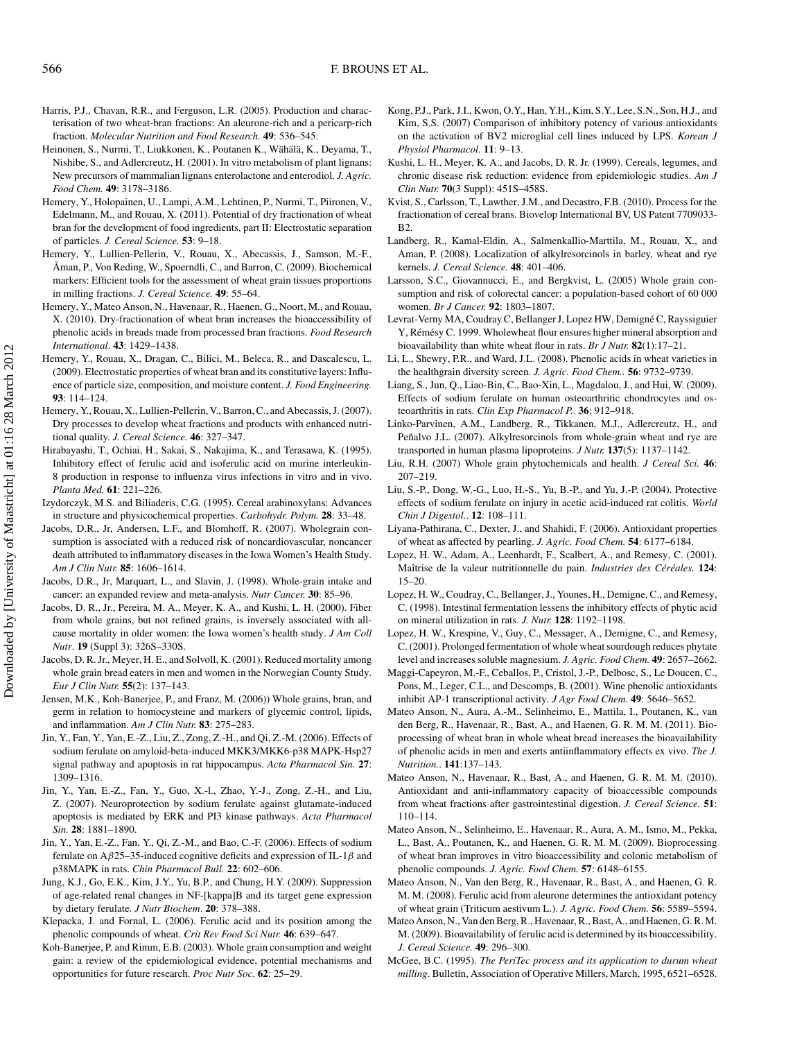Harris, P.J., Chavan, R.R., and Ferguson, L.R. (2005). Production and characterisation of two wheat-bran fractions: An aleurone-rich and a pericarp-rich fraction. *Molecular Nutrition and Food Research*. **49**: 536–545.

Heinonen, S., Nurmi, T., Liukkonen, K., Poutanen K., Wähälä, K., Deyama, T., Nishibe, S., and Adlercreutz, H. (2001). In vitro metabolism of plant lignans: New precursors of mammalian lignans enterolactone and enterodiol. *J. Agric. Food Chem.* **49**: 3178–3186.

Hemery, Y., Holopainen, U., Lampi, A.M., Lehtinen, P., Nurmi, T., Piironen, V., Edelmann, M., and Rouau, X. (2011). Potential of dry fractionation of wheat bran for the development of food ingredients, part II: Electrostatic separation of particles. *J. Cereal Science.* **53**: 9–18.

Hemery, Y., Lullien-Pellerin, V., Rouau, X., Abecassis, J., Samson, M.-F., Åman, P., Von Reding, W., Spoerndli, C., and Barron, C. (2009). Biochemical markers: Efficient tools for the assessment of wheat grain tissues proportions in milling fractions. *J. Cereal Science.* **49**: 55–64.

Hemery, Y., Mateo Anson, N., Havenaar, R., Haenen, G., Noort, M., and Rouau, X. (2010). Dry-fractionation of wheat bran increases the bioaccessibility of phenolic acids in breads made from processed bran fractions. *Food Research International*. **43**: 1429–1438.

Hemery, Y., Rouau, X., Dragan, C., Bilici, M., Beleca, R., and Dascalescu, L. (2009). Electrostatic properties of wheat bran and its constitutive layers: Influence of particle size, composition, and moisture content. *J. Food Engineering.* **93**: 114–124.

Hemery, Y., Rouau, X., Lullien-Pellerin, V., Barron, C., and Abecassis, J. (2007). Dry processes to develop wheat fractions and products with enhanced nutritional quality. *J. Cereal Science.* **46**: 327–347.

Hirabayashi, T., Ochiai, H., Sakai, S., Nakajima, K., and Terasawa, K. (1995). Inhibitory effect of ferulic acid and isoferulic acid on murine interleukin-8 production in response to influenza virus infections in vitro and in vivo. *Planta Med.* **61**: 221–226.

Izydorczyk, M.S. and Biliaderis, C.G. (1995). Cereal arabinoxylans: Advances in structure and physicochemical properties. *Carbohydr. Polym.* **28**: 33–48.

Jacobs, D.R., Jr, Andersen, L.F., and Blomhoff, R. (2007). Wholegrain consumption is associated with a reduced risk of noncardiovascular, noncancer death attributed to inflammatory diseases in the Iowa Women's Health Study. *Am J Clin Nutr.* **85**: 1606–1614.

Jacobs, D.R., Jr, Marquart, L., and Slavin, J. (1998). Whole-grain intake and cancer: an expanded review and meta-analysis. *Nutr Cancer.* **30**: 85–96.

Jacobs, D. R., Jr., Pereira, M. A., Meyer, K. A., and Kushi, L. H. (2000). Fiber from whole grains, but not refined grains, is inversely associated with all-cause mortality in older women: the Iowa women's health study. *J Am Coll Nutr*. **19** (Suppl 3): 326S–330S.

Jacobs, D. R. Jr., Meyer, H. E., and Solvoll, K. (2001). Reduced mortality among whole grain bread eaters in men and women in the Norwegian County Study. *Eur J Clin Nutr.* **55**(2): 137–143.

Jensen, M.K., Koh-Banerjee, P., and Franz, M. (2006)) Whole grains, bran, and germ in relation to homocysteine and markers of glycemic control, lipids, and inflammation. *Am J Clin Nutr.* **83**: 275–283.

Jin, Y., Fan, Y., Yan, E.-Z., Liu, Z., Zong, Z.-H., and Qi, Z.-M. (2006). Effects of sodium ferulate on amyloid-beta-induced MKK3/MKK6-p38 MAPK-Hsp27 signal pathway and apoptosis in rat hippocampus. *Acta Pharmacol Sin.* **27**: 1309–1316.

Jin, Y., Yan, E.-Z., Fan, Y., Guo, X.-l., Zhao, Y.-J., Zong, Z.-H., and Liu, Z. (2007). Neuroprotection by sodium ferulate against glutamate-induced apoptosis is mediated by ERK and PI3 kinase pathways. *Acta Pharmacol Sin.* **28**: 1881–1890.

Jin, Y., Yan, E.-Z., Fan, Y., Qi, Z.-M., and Bao, C.-F. (2006). Effects of sodium ferulate on A$\beta$25–35-induced cognitive deficits and expression of IL-1$\beta$ and p38MAPK in rats. *Chin Pharmacol Bull.* **22**: 602–606.

Jung, K.J., Go, E.K., Kim, J.Y., Yu, B.P., and Chung, H.Y. (2009). Suppression of age-related renal changes in NF-[kappa]B and its target gene expression by dietary ferulate. *J Nutr Biochem*. **20**: 378–388.

Klepacka, J. and Fornal, L. (2006). Ferulic acid and its position among the phenolic compounds of wheat. *Crit Rev Food Sci Nutr.* **46**: 639–647.

Koh-Banerjee, P. and Rimm, E.B. (2003). Whole grain consumption and weight gain: a review of the epidemiological evidence, potential mechanisms and opportunities for future research. *Proc Nutr Soc.* **62**: 25–29.

Kong, P.J., Park, J.I., Kwon, O.Y., Han, Y.H., Kim, S.Y., Lee, S.N., Son, H.J., and Kim, S.S. (2007) Comparison of inhibitory potency of various antioxidants on the activation of BV2 microglial cell lines induced by LPS. *Korean J Physiol Pharmacol.* **11**: 9–13.

Kushi, L. H., Meyer, K. A., and Jacobs, D. R. Jr. (1999). Cereals, legumes, and chronic disease risk reduction: evidence from epidemiologic studies. *Am J Clin Nutr.* **70**(3 Suppl): 451S–458S.

Kvist, S., Carlsson, T., Lawther, J.M., and Decastro, F.B. (2010). Process for the fractionation of cereal brans. Biovelop International BV, US Patent 7709033-B2.

Landberg, R., Kamal-Eldin, A., Salmenkallio-Marttila, M., Rouau, X., and Aman, P. (2008). Localization of alkylresorcinols in barley, wheat and rye kernels. *J. Cereal Science.* **48**: 401–406.

Larsson, S.C., Giovannucci, E., and Bergkvist, L. (2005) Whole grain consumption and risk of colorectal cancer: a population-based cohort of 60 000 women. *Br J Cancer.* **92**: 1803–1807.

Levrat-Verny MA, Coudray C, Bellanger J, Lopez HW, Demigné C, Rayssiguier Y, Rémésy C. 1999. Wholewheat flour ensures higher mineral absorption and bioavailability than white wheat flour in rats. *Br J Nutr.* **82**(1):17–21.

Li, L., Shewry, P.R., and Ward, J.L. (2008). Phenolic acids in wheat varieties in the healthgrain diversity screen. *J. Agric. Food Chem.*. **56**: 9732–9739.

Liang, S., Jun, Q., Liao-Bin, C., Bao-Xin, L., Magdalou, J., and Hui, W. (2009). Effects of sodium ferulate on human osteoarthritic chondrocytes and osteoarthritis in rats. *Clin Exp Pharmacol P.*. **36**: 912–918.

Linko-Parvinen, A.M., Landberg, R., Tikkanen, M.J., Adlercreutz, H., and Peñalvo J.L. (2007). Alkylresorcinols from whole-grain wheat and rye are transported in human plasma lipoproteins. *J Nutr.* **137**(5): 1137–1142.

Liu, R.H. (2007) Whole grain phytochemicals and health. *J Cereal Sci.* **46**: 207–219.

Liu, S.-P., Dong, W.-G., Luo, H.-S., Yu, B.-P., and Yu, J.-P. (2004). Protective effects of sodium ferulate on injury in acetic acid-induced rat colitis. *World Chin J Digestol.*. **12**: 108–111.

Liyana-Pathirana, C., Dexter, J., and Shahidi, F. (2006). Antioxidant properties of wheat as affected by pearling. *J. Agric. Food Chem.* **54**: 6177–6184.

Lopez, H. W., Adam, A., Leenhardt, F., Scalbert, A., and Remesy, C. (2001). Maîtrise de la valeur nutritionnelle du pain. *Industries des Céréales.* **124**: 15–20.

Lopez, H. W., Coudray, C., Bellanger, J., Younes, H., Demigne, C., and Remesy, C. (1998). Intestinal fermentation lessens the inhibitory effects of phytic acid on mineral utilization in rats. *J. Nutr.* **128**: 1192–1198.

Lopez, H. W., Krespine, V., Guy, C., Messager, A., Demigne, C., and Remesy, C. (2001). Prolonged fermentation of whole wheat sourdough reduces phytate level and increases soluble magnesium. *J. Agric. Food Chem.* **49**: 2657–2662.

Maggi-Capeyron, M.-F., Ceballos, P., Cristol, J.-P., Delbosc, S., Le Doucen, C., Pons, M., Leger, C.L., and Descomps, B. (2001). Wine phenolic antioxidants inhibit AP-1 transcriptional activity. *J Agr Food Chem*. **49**: 5646–5652.

Mateo Anson, N., Aura, A.-M., Selinheimo, E., Mattila, I., Poutanen, K., van den Berg, R., Havenaar, R., Bast, A., and Haenen, G. R. M. M. (2011). Bioprocessing of wheat bran in whole wheat bread increases the bioavailability of phenolic acids in men and exerts antiinflammatory effects ex vivo. *The J. Nutrition.*. **141**:137–143.

Mateo Anson, N., Havenaar, R., Bast, A., and Haenen, G. R. M. M. (2010). Antioxidant and anti-inflammatory capacity of bioaccessible compounds from wheat fractions after gastrointestinal digestion. *J. Cereal Science.* **51**: 110–114.

Mateo Anson, N., Selinheimo, E., Havenaar, R., Aura, A. M., Ismo, M., Pekka, L., Bast, A., Poutanen, K., and Haenen, G. R. M. M. (2009). Bioprocessing of wheat bran improves in vitro bioaccessibility and colonic metabolism of phenolic compounds. *J. Agric. Food Chem.* **57**: 6148–6155.

Mateo Anson, N., Van den Berg, R., Havenaar, R., Bast, A., and Haenen, G. R. M. M. (2008). Ferulic acid from aleurone determines the antioxidant potency of wheat grain (Triticum aestivum L.). *J. Agric. Food Chem.* **56**: 5589–5594.

Mateo Anson, N., Van den Berg, R., Havenaar, R., Bast, A., and Haenen, G. R. M. M. (2009). Bioavailability of ferulic acid is determined by its bioaccessibility. *J. Cereal Science.* **49**: 296–300.

McGee, B.C. (1995). *The PeriTec process and its application to durum wheat milling*. Bulletin, Association of Operative Millers, March, 1995, 6521–6528.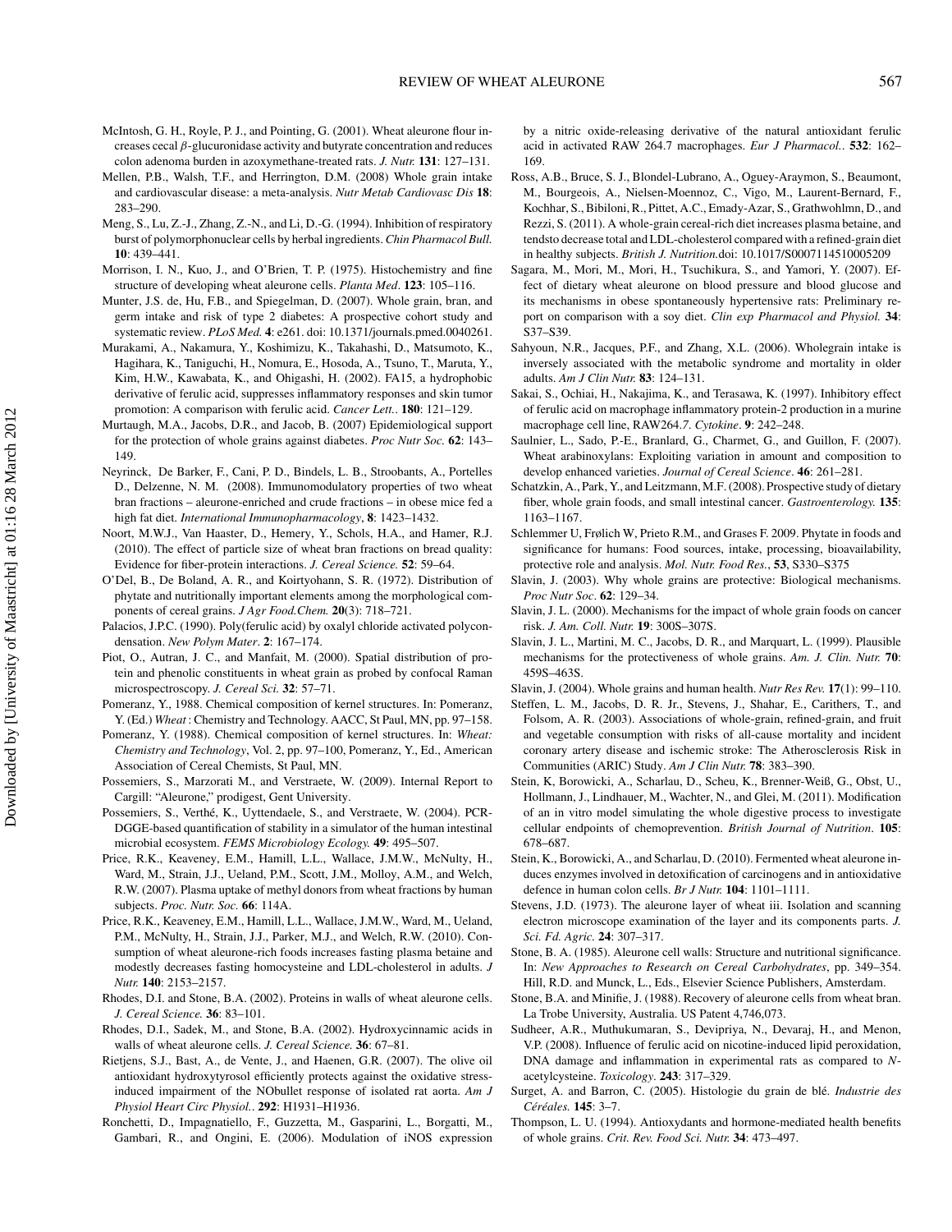McIntosh, G. H., Royle, P. J., and Pointing, G. (2001). Wheat aleurone flour increases cecal β-glucuronidase activity and butyrate concentration and reduces colon adenoma burden in azoxymethane-treated rats. *J. Nutr.* **131**: 127–131.

Mellen, P.B., Walsh, T.F., and Herrington, D.M. (2008) Whole grain intake and cardiovascular disease: a meta-analysis. *Nutr Metab Cardiovasc Dis* **18**: 283–290.

Meng, S., Lu, Z.-J., Zhang, Z.-N., and Li, D.-G. (1994). Inhibition of respiratory burst of polymorphonuclear cells by herbal ingredients. *Chin Pharmacol Bull.* **10**: 439–441.

Morrison, I. N., Kuo, J., and O'Brien, T. P. (1975). Histochemistry and fine structure of developing wheat aleurone cells. *Planta Med*. **123**: 105–116.

Munter, J.S. de, Hu, F.B., and Spiegelman, D. (2007). Whole grain, bran, and germ intake and risk of type 2 diabetes: A prospective cohort study and systematic review. *PLoS Med.* **4**: e261. doi: 10.1371/journals.pmed.0040261.

Murakami, A., Nakamura, Y., Koshimizu, K., Takahashi, D., Matsumoto, K., Hagihara, K., Taniguchi, H., Nomura, E., Hosoda, A., Tsuno, T., Maruta, Y., Kim, H.W., Kawabata, K., and Ohigashi, H. (2002). FA15, a hydrophobic derivative of ferulic acid, suppresses inflammatory responses and skin tumor promotion: A comparison with ferulic acid. *Cancer Lett.*. **180**: 121–129.

Murtaugh, M.A., Jacobs, D.R., and Jacob, B. (2007) Epidemiological support for the protection of whole grains against diabetes. *Proc Nutr Soc*. **62**: 143–149.

Neyrinck, De Barker, F., Cani, P. D., Bindels, L. B., Stroobants, A., Portelles D., Delzenne, N. M. (2008). Immunomodulatory properties of two wheat bran fractions – aleurone-enriched and crude fractions – in obese mice fed a high fat diet. *International Immunopharmacology*, **8**: 1423–1432.

Noort, M.W.J., Van Haaster, D., Hemery, Y., Schols, H.A., and Hamer, R.J. (2010). The effect of particle size of wheat bran fractions on bread quality: Evidence for fiber-protein interactions. *J. Cereal Science.* **52**: 59–64.

O'Del, B., De Boland, A. R., and Koirtyohann, S. R. (1972). Distribution of phytate and nutritionally important elements among the morphological components of cereal grains. *J Agr Food.Chem.* **20**(3): 718–721.

Palacios, J.P.C. (1990). Poly(ferulic acid) by oxalyl chloride activated polycondensation. *New Polym Mater*. **2**: 167–174.

Piot, O., Autran, J. C., and Manfait, M. (2000). Spatial distribution of protein and phenolic constituents in wheat grain as probed by confocal Raman microspectroscopy. *J. Cereal Sci.* **32**: 57–71.

Pomeranz, Y., 1988. Chemical composition of kernel structures. In: Pomeranz, Y. (Ed.) *Wheat* : Chemistry and Technology. AACC, St Paul, MN, pp. 97–158.

Pomeranz, Y. (1988). Chemical composition of kernel structures. In: *Wheat: Chemistry and Technology*, Vol. 2, pp. 97–100, Pomeranz, Y., Ed., American Association of Cereal Chemists, St Paul, MN.

Possemiers, S., Marzorati M., and Verstraete, W. (2009). Internal Report to Cargill: "Aleurone," prodigest, Gent University.

Possemiers, S., Verthé, K., Uyttendaele, S., and Verstraete, W. (2004). PCR-DGGE-based quantification of stability in a simulator of the human intestinal microbial ecosystem. *FEMS Microbiology Ecology.* **49**: 495–507.

Price, R.K., Keaveney, E.M., Hamill, L.L., Wallace, J.M.W., McNulty, H., Ward, M., Strain, J.J., Ueland, P.M., Scott, J.M., Molloy, A.M., and Welch, R.W. (2007). Plasma uptake of methyl donors from wheat fractions by human subjects. *Proc. Nutr. Soc.* **66**: 114A.

Price, R.K., Keaveney, E.M., Hamill, L.L., Wallace, J.M.W., Ward, M., Ueland, P.M., McNulty, H., Strain, J.J., Parker, M.J., and Welch, R.W. (2010). Consumption of wheat aleurone-rich foods increases fasting plasma betaine and modestly decreases fasting homocysteine and LDL-cholesterol in adults. *J Nutr.* **140**: 2153–2157.

Rhodes, D.I. and Stone, B.A. (2002). Proteins in walls of wheat aleurone cells. *J. Cereal Science.* **36**: 83–101.

Rhodes, D.I., Sadek, M., and Stone, B.A. (2002). Hydroxycinnamic acids in walls of wheat aleurone cells. *J. Cereal Science.* **36**: 67–81.

Rietjens, S.J., Bast, A., de Vente, J., and Haenen, G.R. (2007). The olive oil antioxidant hydroxytyrosol efficiently protects against the oxidative stress-induced impairment of the NObullet response of isolated rat aorta. *Am J Physiol Heart Circ Physiol.*. **292**: H1931–H1936.

Ronchetti, D., Impagnatiello, F., Guzzetta, M., Gasparini, L., Borgatti, M., Gambari, R., and Ongini, E. (2006). Modulation of iNOS expression by a nitric oxide-releasing derivative of the natural antioxidant ferulic acid in activated RAW 264.7 macrophages. *Eur J Pharmacol.*. **532**: 162–169.

Ross, A.B., Bruce, S. J., Blondel-Lubrano, A., Oguey-Araymon, S., Beaumont, M., Bourgeois, A., Nielsen-Moennoz, C., Vigo, M., Laurent-Bernard, F., Kochhar, S., Bibiloni, R., Pittet, A.C., Emady-Azar, S., Grathwohlmn, D., and Rezzi, S. (2011). A whole-grain cereal-rich diet increases plasma betaine, and tendsto decrease total and LDL-cholesterol compared with a refined-grain diet in healthy subjects. *British J. Nutrition*.doi: 10.1017/S0007114510005209

Sagara, M., Mori, M., Mori, H., Tsuchikura, S., and Yamori, Y. (2007). Effect of dietary wheat aleurone on blood pressure and blood glucose and its mechanisms in obese spontaneously hypertensive rats: Preliminary report on comparison with a soy diet. *Clin exp Pharmacol and Physiol.* **34**: S37–S39.

Sahyoun, N.R., Jacques, P.F., and Zhang, X.L. (2006). Wholegrain intake is inversely associated with the metabolic syndrome and mortality in older adults. *Am J Clin Nutr.* **83**: 124–131.

Sakai, S., Ochiai, H., Nakajima, K., and Terasawa, K. (1997). Inhibitory effect of ferulic acid on macrophage inflammatory protein-2 production in a murine macrophage cell line, RAW264.7. *Cytokine*. **9**: 242–248.

Saulnier, L., Sado, P.-E., Branlard, G., Charmet, G., and Guillon, F. (2007). Wheat arabinoxylans: Exploiting variation in amount and composition to develop enhanced varieties. *Journal of Cereal Science*. **46**: 261–281.

Schatzkin, A., Park, Y., and Leitzmann, M.F. (2008). Prospective study of dietary fiber, whole grain foods, and small intestinal cancer. *Gastroenterology.* **135**: 1163–1167.

Schlemmer U, Frølich W, Prieto R.M., and Grases F. 2009. Phytate in foods and significance for humans: Food sources, intake, processing, bioavailability, protective role and analysis. *Mol. Nutr. Food Res.*, **53**, S330–S375

Slavin, J. (2003). Why whole grains are protective: Biological mechanisms. *Proc Nutr Soc*. **62**: 129–34.

Slavin, J. L. (2000). Mechanisms for the impact of whole grain foods on cancer risk. *J. Am. Coll. Nutr.* **19**: 300S–307S.

Slavin, J. L., Martini, M. C., Jacobs, D. R., and Marquart, L. (1999). Plausible mechanisms for the protectiveness of whole grains. *Am. J. Clin. Nutr.* **70**: 459S–463S.

Slavin, J. (2004). Whole grains and human health. *Nutr Res Rev.* **17**(1): 99–110.

Steffen, L. M., Jacobs, D. R. Jr., Stevens, J., Shahar, E., Carithers, T., and Folsom, A. R. (2003). Associations of whole-grain, refined-grain, and fruit and vegetable consumption with risks of all-cause mortality and incident coronary artery disease and ischemic stroke: The Atherosclerosis Risk in Communities (ARIC) Study. *Am J Clin Nutr.* **78**: 383–390.

Stein, K, Borowicki, A., Scharlau, D., Scheu, K., Brenner-Weiß, G., Obst, U., Hollmann, J., Lindhauer, M., Wachter, N., and Glei, M. (2011). Modification of an in vitro model simulating the whole digestive process to investigate cellular endpoints of chemoprevention. *British Journal of Nutrition*. **105**: 678–687.

Stein, K., Borowicki, A., and Scharlau, D. (2010). Fermented wheat aleurone induces enzymes involved in detoxification of carcinogens and in antioxidative defence in human colon cells. *Br J Nutr.* **104**: 1101–1111.

Stevens, J.D. (1973). The aleurone layer of wheat iii. Isolation and scanning electron microscope examination of the layer and its components parts. *J. Sci. Fd. Agric.* **24**: 307–317.

Stone, B. A. (1985). Aleurone cell walls: Structure and nutritional significance. In: *New Approaches to Research on Cereal Carbohydrates*, pp. 349–354. Hill, R.D. and Munck, L., Eds., Elsevier Science Publishers, Amsterdam.

Stone, B.A. and Minifie, J. (1988). Recovery of aleurone cells from wheat bran. La Trobe University, Australia. US Patent 4,746,073.

Sudheer, A.R., Muthukumaran, S., Devipriya, N., Devaraj, H., and Menon, V.P. (2008). Influence of ferulic acid on nicotine-induced lipid peroxidation, DNA damage and inflammation in experimental rats as compared to *N*-acetylcysteine. *Toxicology*. **243**: 317–329.

Surget, A. and Barron, C. (2005). Histologie du grain de blé. *Industrie des Céréales.* **145**: 3–7.

Thompson, L. U. (1994). Antioxydants and hormone-mediated health benefits of whole grains. *Crit. Rev. Food Sci. Nutr.* **34**: 473–497.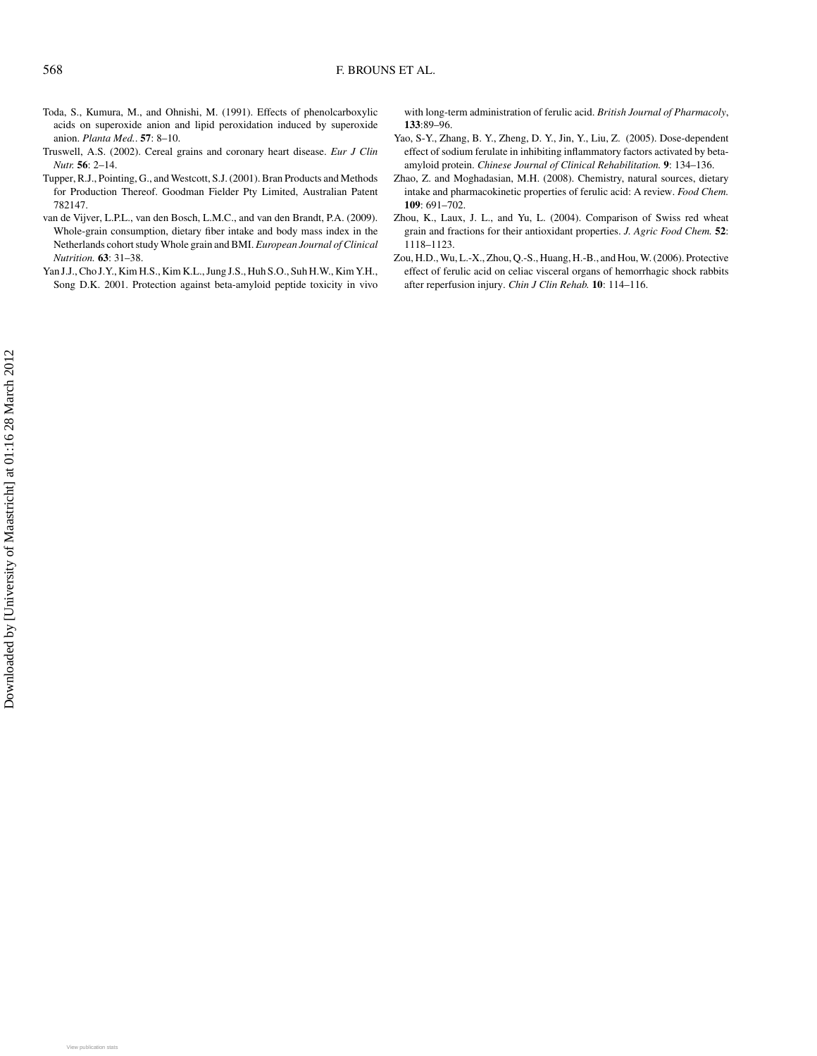Toda, S., Kumura, M., and Ohnishi, M. (1991). Effects of phenolcarboxylic acids on superoxide anion and lipid peroxidation induced by superoxide anion. *Planta Med.*. **57**: 8–10.

Truswell, A.S. (2002). Cereal grains and coronary heart disease. *Eur J Clin Nutr.* **56**: 2–14.

Tupper, R.J., Pointing, G., and Westcott, S.J. (2001). Bran Products and Methods for Production Thereof. Goodman Fielder Pty Limited, Australian Patent 782147.

van de Vijver, L.P.L., van den Bosch, L.M.C., and van den Brandt, P.A. (2009). Whole-grain consumption, dietary fiber intake and body mass index in the Netherlands cohort study Whole grain and BMI. *European Journal of Clinical Nutrition.* **63**: 31–38.

Yan J.J., Cho J.Y., Kim H.S., Kim K.L., Jung J.S., Huh S.O., Suh H.W., Kim Y.H., Song D.K. 2001. Protection against beta-amyloid peptide toxicity in vivo with long-term administration of ferulic acid. *British Journal of Pharmacoly*, **133**:89–96.

Yao, S-Y., Zhang, B. Y., Zheng, D. Y., Jin, Y., Liu, Z. (2005). Dose-dependent effect of sodium ferulate in inhibiting inflammatory factors activated by beta-amyloid protein. *Chinese Journal of Clinical Rehabilitation.* **9**: 134–136.

Zhao, Z. and Moghadasian, M.H. (2008). Chemistry, natural sources, dietary intake and pharmacokinetic properties of ferulic acid: A review. *Food Chem.* **109**: 691–702.

Zhou, K., Laux, J. L., and Yu, L. (2004). Comparison of Swiss red wheat grain and fractions for their antioxidant properties. *J. Agric Food Chem.* **52**: 1118–1123.

Zou, H.D., Wu, L.-X., Zhou, Q.-S., Huang, H.-B., and Hou, W. (2006). Protective effect of ferulic acid on celiac visceral organs of hemorrhagic shock rabbits after reperfusion injury. *Chin J Clin Rehab.* **10**: 114–116.